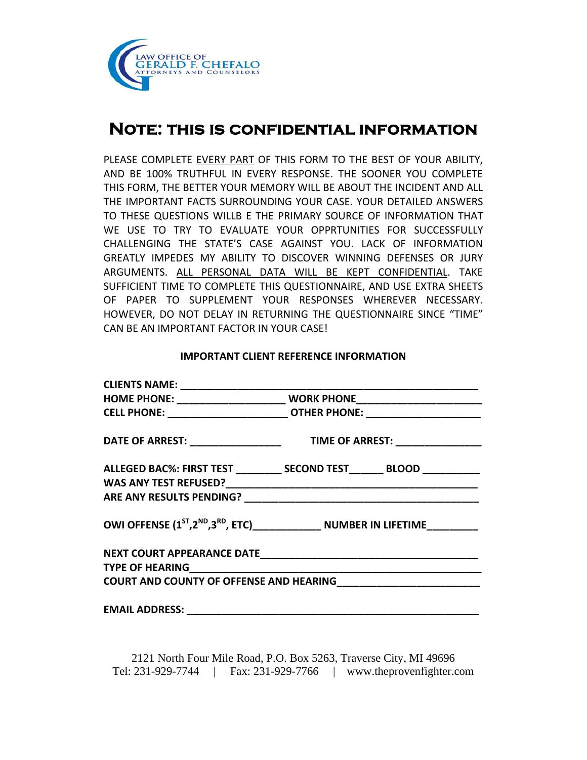LAW OFFICE OF
GERALD F. CHEFALO
ATTORNEYS AND COUNSELORS

# NOTE: THIS IS CONFIDENTIAL INFORMATION

PLEASE COMPLETE EVERY PART OF THIS FORM TO THE BEST OF YOUR ABILITY, AND BE 100% TRUTHFUL IN EVERY RESPONSE. THE SOONER YOU COMPLETE THIS FORM, THE BETTER YOUR MEMORY WILL BE ABOUT THE INCIDENT AND ALL THE IMPORTANT FACTS SURROUNDING YOUR CASE. YOUR DETAILED ANSWERS TO THESE QUESTIONS WILLB E THE PRIMARY SOURCE OF INFORMATION THAT WE USE TO TRY TO EVALUATE YOUR OPPRTUNITIES FOR SUCCESSFULLY CHALLENGING THE STATE'S CASE AGAINST YOU. LACK OF INFORMATION GREATLY IMPEDES MY ABILITY TO DISCOVER WINNING DEFENSES OR JURY ARGUMENTS. ALL PERSONAL DATA WILL BE KEPT CONFIDENTIAL. TAKE SUFFICIENT TIME TO COMPLETE THIS QUESTIONNAIRE, AND USE EXTRA SHEETS OF PAPER TO SUPPLEMENT YOUR RESPONSES WHEREVER NECESSARY. HOWEVER, DO NOT DELAY IN RETURNING THE QUESTIONNAIRE SINCE "TIME" CAN BE AN IMPORTANT FACTOR IN YOUR CASE!

**IMPORTANT CLIENT REFERENCE INFORMATION**

**CLIENTS NAME:** ______________________________________________

**HOME PHONE:** ____________________ **WORK PHONE**______________________

**CELL PHONE:** ______________________ **OTHER PHONE:** ____________________

**DATE OF ARREST:** ________________ **TIME OF ARREST:** _______________

**ALLEGED BAC%: FIRST TEST** ________ **SECOND TEST**______ **BLOOD** __________

**WAS ANY TEST REFUSED?**_____________________________________________

**ARE ANY RESULTS PENDING?** __________________________________________

**OWI OFFENSE (1ST,2ND,3RD, ETC)**____________ **NUMBER IN LIFETIME**_________

**NEXT COURT APPEARANCE DATE**______________________________________

**TYPE OF HEARING**____________________________________________________

**COURT AND COUNTY OF OFFENSE AND HEARING**________________________

**EMAIL ADDRESS:** _____________________________________________________

2121 North Four Mile Road, P.O. Box 5263, Traverse City, MI 49696
Tel: 231-929-7744 | Fax: 231-929-7766 | www.theprovenfighter.com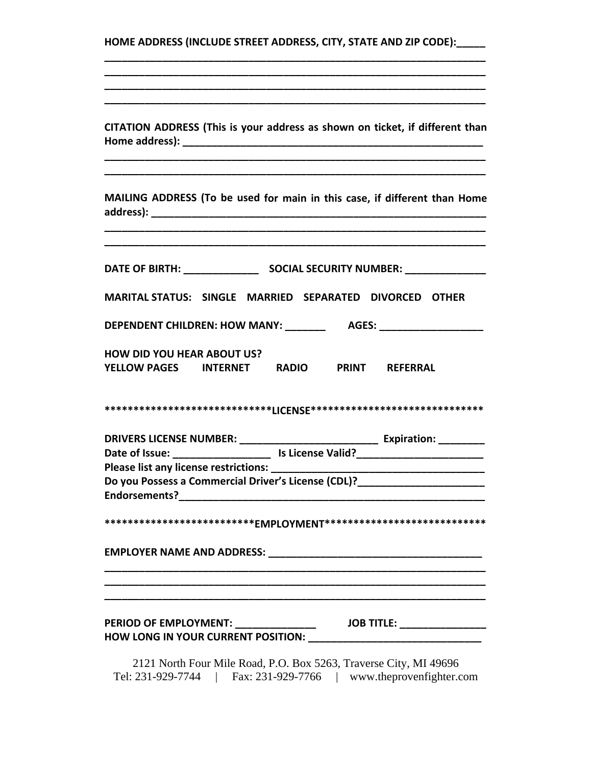**HOME ADDRESS (INCLUDE STREET ADDRESS, CITY, STATE AND ZIP CODE):_____**
**____________________________________________________________________**
**____________________________________________________________________**
**____________________________________________________________________**
**____________________________________________________________________**

**CITATION ADDRESS (This is your address as shown on ticket, if different than Home address): ________________________________________________________**
**____________________________________________________________________**
**____________________________________________________________________**

**MAILING ADDRESS (To be used for main in this case, if different than Home address): ______________________________________________________________**
**____________________________________________________________________**
**____________________________________________________________________**

**DATE OF BIRTH: _____________ SOCIAL SECURITY NUMBER: ______________**

**MARITAL STATUS: SINGLE MARRIED SEPARATED DIVORCED OTHER**

**DEPENDENT CHILDREN: HOW MANY: _______ AGES: __________________**

**HOW DID YOU HEAR ABOUT US?**
**YELLOW PAGES INTERNET RADIO PRINT REFERRAL**

******************************LICENSE******************************

**DRIVERS LICENSE NUMBER: ________________________ Expiration: ________**
**Date of Issue: _________________ Is License Valid?______________________**
**Please list any license restrictions: ______________________________________**
**Do you Possess a Commercial Driver's License (CDL)?______________________**
**Endorsements?_______________________________________________________**

**************************EMPLOYMENT****************************

**EMPLOYER NAME AND ADDRESS: _____________________________________**
**____________________________________________________________________**
**____________________________________________________________________**
**____________________________________________________________________**

**PERIOD OF EMPLOYMENT: ______________ JOB TITLE: _______________**
**HOW LONG IN YOUR CURRENT POSITION: ______________________________**

2121 North Four Mile Road, P.O. Box 5263, Traverse City, MI 49696
Tel: 231-929-7744 | Fax: 231-929-7766 | www.theprovenfighter.com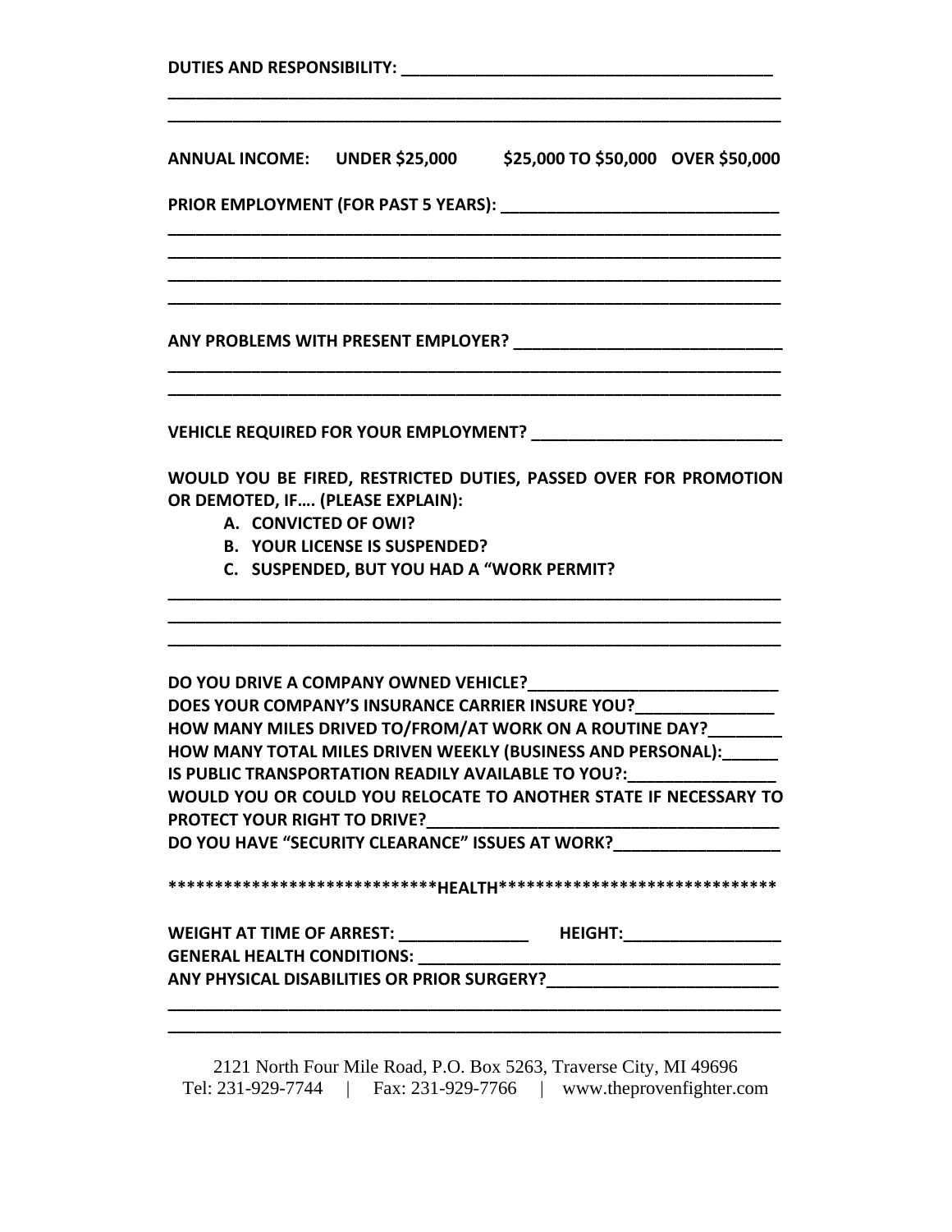**DUTIES AND RESPONSIBILITY:** ________________________________________
______________________________________________________________________
______________________________________________________________________

**ANNUAL INCOME: UNDER $25,000 $25,000 TO $50,000 OVER $50,000**

**PRIOR EMPLOYMENT (FOR PAST 5 YEARS):** ______________________________
______________________________________________________________________
______________________________________________________________________
______________________________________________________________________
______________________________________________________________________

**ANY PROBLEMS WITH PRESENT EMPLOYER?** ______________________________
______________________________________________________________________
______________________________________________________________________

**VEHICLE REQUIRED FOR YOUR EMPLOYMENT?** ____________________________

**WOULD YOU BE FIRED, RESTRICTED DUTIES, PASSED OVER FOR PROMOTION OR DEMOTED, IF…. (PLEASE EXPLAIN):**

- **A. CONVICTED OF OWI?**
- **B. YOUR LICENSE IS SUSPENDED?**
- **C. SUSPENDED, BUT YOU HAD A "WORK PERMIT?**

______________________________________________________________________
______________________________________________________________________
______________________________________________________________________

**DO YOU DRIVE A COMPANY OWNED VEHICLE?**___________________________
**DOES YOUR COMPANY'S INSURANCE CARRIER INSURE YOU?**_______________
**HOW MANY MILES DRIVED TO/FROM/AT WORK ON A ROUTINE DAY?**________
**HOW MANY TOTAL MILES DRIVEN WEEKLY (BUSINESS AND PERSONAL):**______
**IS PUBLIC TRANSPORTATION READILY AVAILABLE TO YOU?:**________________
**WOULD YOU OR COULD YOU RELOCATE TO ANOTHER STATE IF NECESSARY TO PROTECT YOUR RIGHT TO DRIVE?**______________________________________
**DO YOU HAVE "SECURITY CLEARANCE" ISSUES AT WORK?**__________________

******************************HEALTH******************************

**WEIGHT AT TIME OF ARREST:** ______________ **HEIGHT:**_________________
**GENERAL HEALTH CONDITIONS:** ________________________________________
**ANY PHYSICAL DISABILITIES OR PRIOR SURGERY?**_________________________
______________________________________________________________________
______________________________________________________________________

2121 North Four Mile Road, P.O. Box 5263, Traverse City, MI 49696
Tel: 231-929-7744 | Fax: 231-929-7766 | www.theprovenfighter.com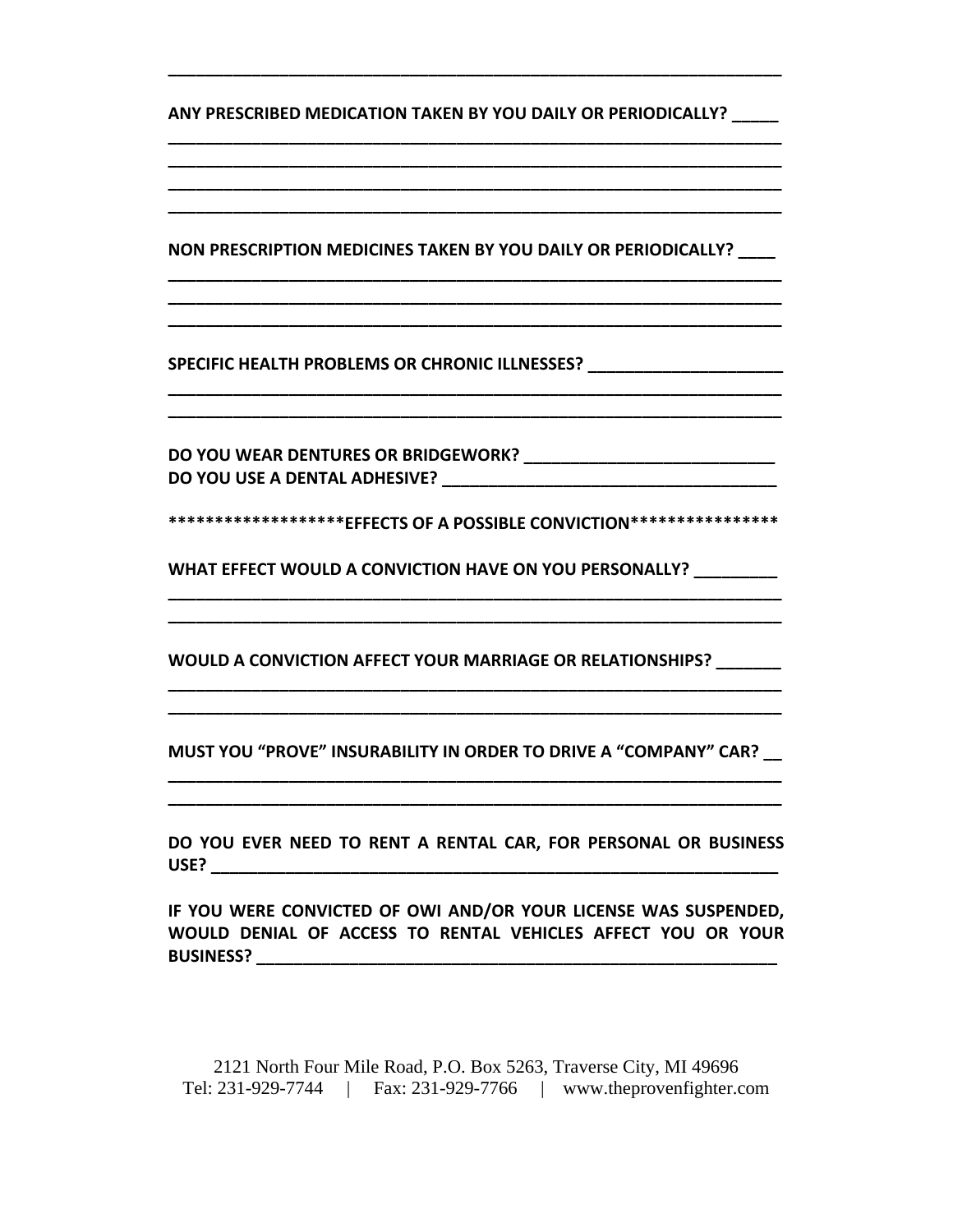______________________________________________________________________

**ANY PRESCRIBED MEDICATION TAKEN BY YOU DAILY OR PERIODICALLY? _____**

______________________________________________________________________

______________________________________________________________________

______________________________________________________________________

______________________________________________________________________

**NON PRESCRIPTION MEDICINES TAKEN BY YOU DAILY OR PERIODICALLY? ____**

______________________________________________________________________

______________________________________________________________________

______________________________________________________________________

**SPECIFIC HEALTH PROBLEMS OR CHRONIC ILLNESSES? ______________________**

______________________________________________________________________

______________________________________________________________________

**DO YOU WEAR DENTURES OR BRIDGEWORK? ____________________________**

**DO YOU USE A DENTAL ADHESIVE? _____________________________________**

********************EFFECTS OF A POSSIBLE CONVICTION****************

**WHAT EFFECT WOULD A CONVICTION HAVE ON YOU PERSONALLY? _________**

______________________________________________________________________

______________________________________________________________________

**WOULD A CONVICTION AFFECT YOUR MARRIAGE OR RELATIONSHIPS? _______**

______________________________________________________________________

______________________________________________________________________

**MUST YOU "PROVE" INSURABILITY IN ORDER TO DRIVE A "COMPANY" CAR? __**

______________________________________________________________________

______________________________________________________________________

**DO YOU EVER NEED TO RENT A RENTAL CAR, FOR PERSONAL OR BUSINESS USE? ____________________________________________________________**

**IF YOU WERE CONVICTED OF OWI AND/OR YOUR LICENSE WAS SUSPENDED, WOULD DENIAL OF ACCESS TO RENTAL VEHICLES AFFECT YOU OR YOUR BUSINESS? _____________________________________________________**

2121 North Four Mile Road, P.O. Box 5263, Traverse City, MI 49696
Tel: 231-929-7744 | Fax: 231-929-7766 | www.theprovenfighter.com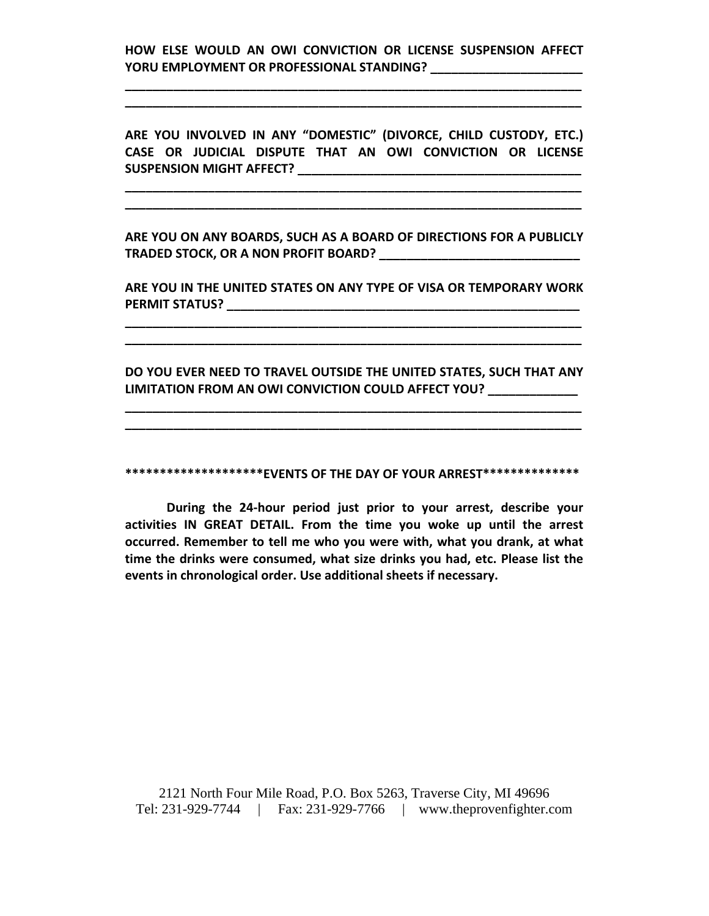**HOW ELSE WOULD AN OWI CONVICTION OR LICENSE SUSPENSION AFFECT YORU EMPLOYMENT OR PROFESSIONAL STANDING? ______________________**

**____________________________________________________________________**

**____________________________________________________________________**

**ARE YOU INVOLVED IN ANY "DOMESTIC" (DIVORCE, CHILD CUSTODY, ETC.) CASE OR JUDICIAL DISPUTE THAT AN OWI CONVICTION OR LICENSE SUSPENSION MIGHT AFFECT? __________________________________________**

**____________________________________________________________________**

**____________________________________________________________________**

**ARE YOU ON ANY BOARDS, SUCH AS A BOARD OF DIRECTIONS FOR A PUBLICLY TRADED STOCK, OR A NON PROFIT BOARD? ______________________________**

**ARE YOU IN THE UNITED STATES ON ANY TYPE OF VISA OR TEMPORARY WORK PERMIT STATUS? ______________________________________________________**

**____________________________________________________________________**

**____________________________________________________________________**

**DO YOU EVER NEED TO TRAVEL OUTSIDE THE UNITED STATES, SUCH THAT ANY LIMITATION FROM AN OWI CONVICTION COULD AFFECT YOU? _____________**

**____________________________________________________________________**

**____________________________________________________________________**

**********************EVENTS OF THE DAY OF YOUR ARREST****************

**During the 24-hour period just prior to your arrest, describe your activities IN GREAT DETAIL. From the time you woke up until the arrest occurred. Remember to tell me who you were with, what you drank, at what time the drinks were consumed, what size drinks you had, etc. Please list the events in chronological order. Use additional sheets if necessary.**

2121 North Four Mile Road, P.O. Box 5263, Traverse City, MI 49696
Tel: 231-929-7744 | Fax: 231-929-7766 | www.theprovenfighter.com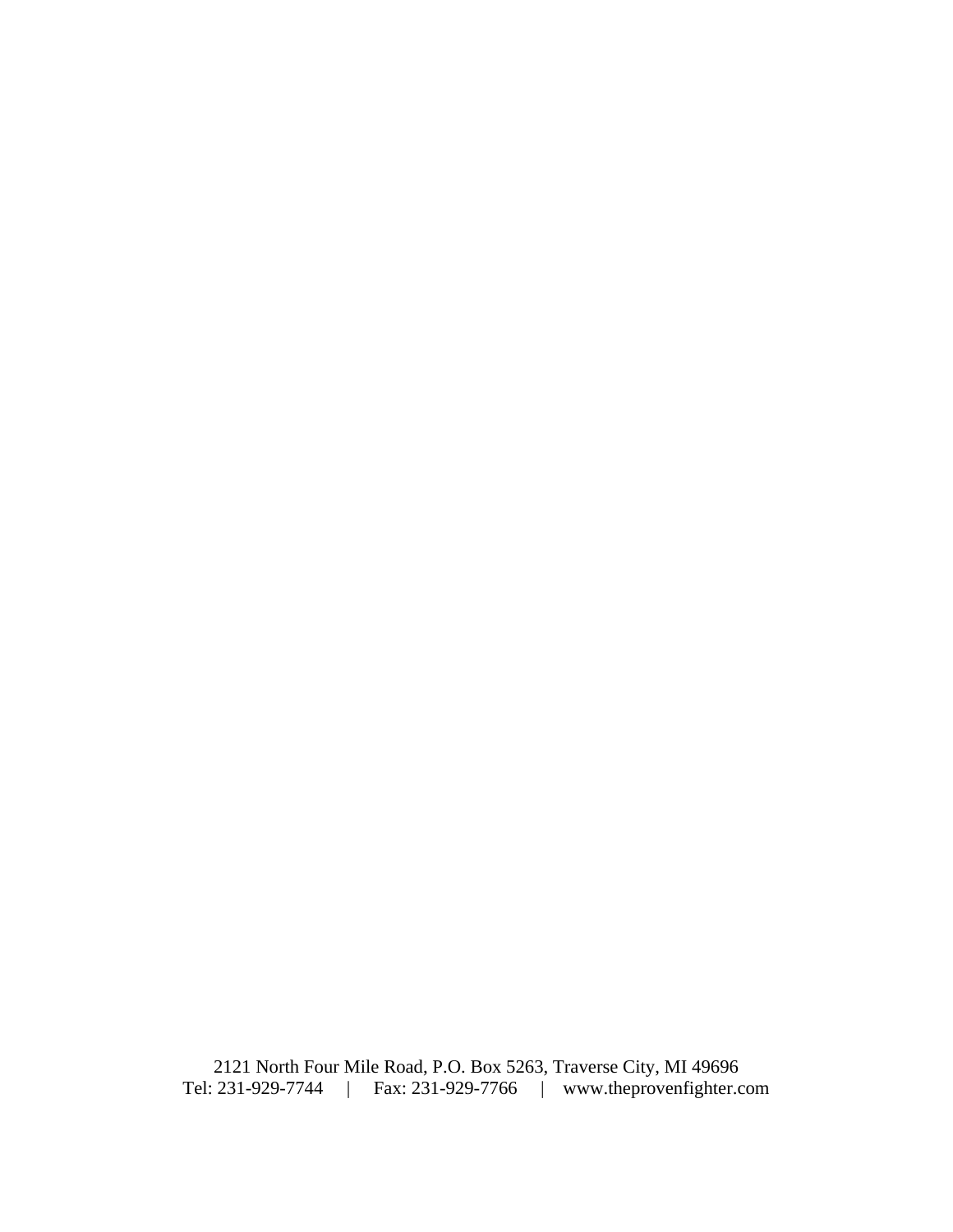2121 North Four Mile Road, P.O. Box 5263, Traverse City, MI 49696
Tel: 231-929-7744 | Fax: 231-929-7766 | www.theprovenfighter.com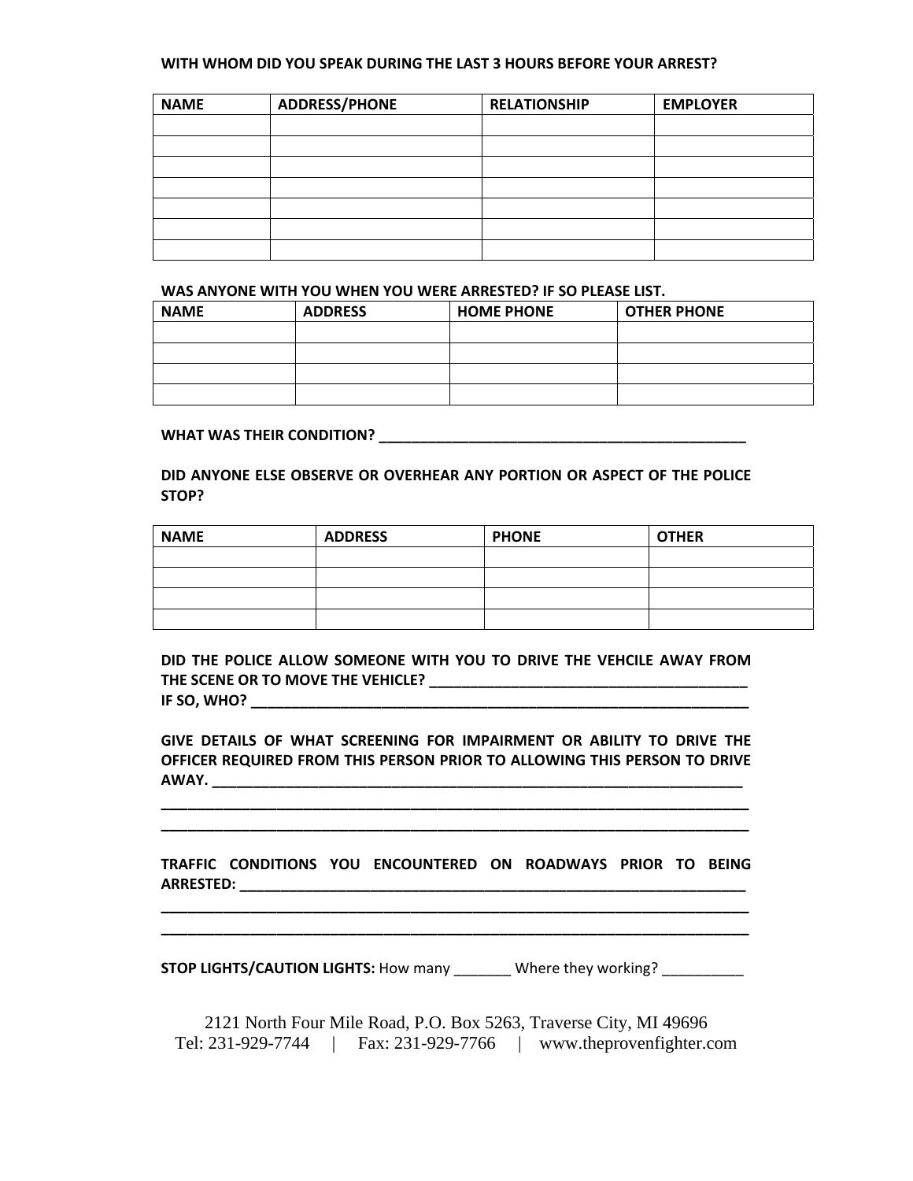**WITH WHOM DID YOU SPEAK DURING THE LAST 3 HOURS BEFORE YOUR ARREST?**

| NAME | ADDRESS/PHONE | RELATIONSHIP | EMPLOYER |
|---|---|---|---|
| | | | |
| | | | |
| | | | |
| | | | |
| | | | |
| | | | |
| | | | |

**WAS ANYONE WITH YOU WHEN YOU WERE ARRESTED? IF SO PLEASE LIST.**

| NAME | ADDRESS | HOME PHONE | OTHER PHONE |
|---|---|---|---|
| | | | |
| | | | |
| | | | |
| | | | |

**WHAT WAS THEIR CONDITION? ______________________________________________**

**DID ANYONE ELSE OBSERVE OR OVERHEAR ANY PORTION OR ASPECT OF THE POLICE STOP?**

| NAME | ADDRESS | PHONE | OTHER |
|---|---|---|---|
| | | | |
| | | | |
| | | | |
| | | | |

**DID THE POLICE ALLOW SOMEONE WITH YOU TO DRIVE THE VEHCILE AWAY FROM THE SCENE OR TO MOVE THE VEHICLE? ________________________________________**
**IF SO, WHO? _________________________________________________________________**

**GIVE DETAILS OF WHAT SCREENING FOR IMPAIRMENT OR ABILITY TO DRIVE THE OFFICER REQUIRED FROM THIS PERSON PRIOR TO ALLOWING THIS PERSON TO DRIVE AWAY. ____________________________________________________________________**
**__________________________________________________________________________**
**__________________________________________________________________________**

**TRAFFIC CONDITIONS YOU ENCOUNTERED ON ROADWAYS PRIOR TO BEING ARRESTED: _________________________________________________________________**
**__________________________________________________________________________**
**__________________________________________________________________________**

**STOP LIGHTS/CAUTION LIGHTS:** How many _______ Where they working? __________

2121 North Four Mile Road, P.O. Box 5263, Traverse City, MI 49696
Tel: 231-929-7744 | Fax: 231-929-7766 | www.theprovenfighter.com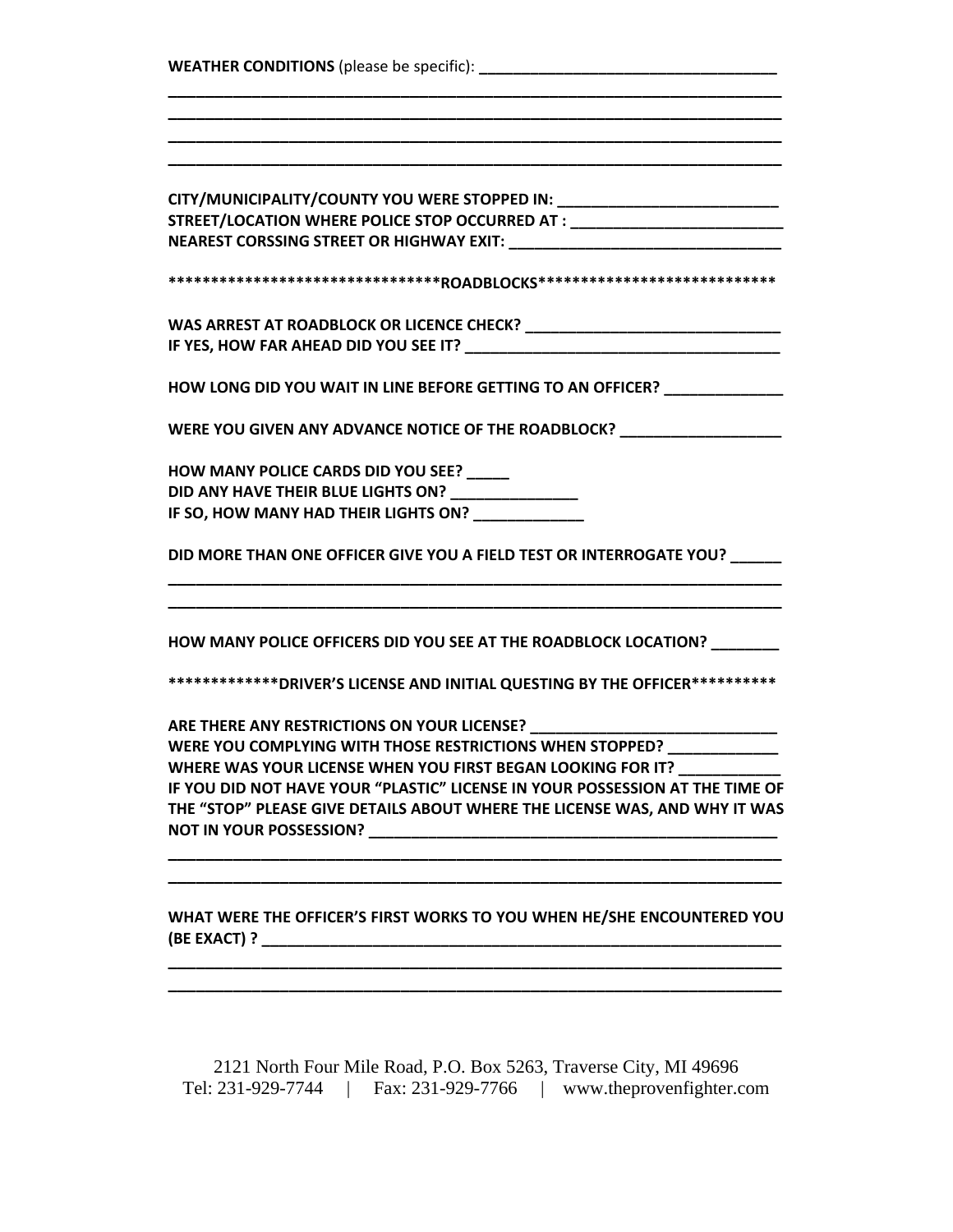**WEATHER CONDITIONS** (please be specific): ___________________________________

_________________________________________________________________________
_________________________________________________________________________
_________________________________________________________________________
_________________________________________________________________________

**CITY/MUNICIPALITY/COUNTY YOU WERE STOPPED IN: __________________________**
**STREET/LOCATION WHERE POLICE STOP OCCURRED AT : ________________________**
**NEAREST CORSSING STREET OR HIGHWAY EXIT: _______________________________**

**\*\*\*\*\*\*\*\*\*\*\*\*\*\*\*\*\*\*\*\*\*\*\*\*\*\*\*\*\*\*\*\*ROADBLOCKS\*\*\*\*\*\*\*\*\*\*\*\*\*\*\*\*\*\*\*\*\*\*\*\*\*\*\*\***

**WAS ARREST AT ROADBLOCK OR LICENCE CHECK? _____________________________**
**IF YES, HOW FAR AHEAD DID YOU SEE IT? ____________________________________**

**HOW LONG DID YOU WAIT IN LINE BEFORE GETTING TO AN OFFICER? _____________**

**WERE YOU GIVEN ANY ADVANCE NOTICE OF THE ROADBLOCK? __________________**

**HOW MANY POLICE CARDS DID YOU SEE? _____**
**DID ANY HAVE THEIR BLUE LIGHTS ON? _______________**
**IF SO, HOW MANY HAD THEIR LIGHTS ON? _____________**

**DID MORE THAN ONE OFFICER GIVE YOU A FIELD TEST OR INTERROGATE YOU? ______**

_________________________________________________________________________
_________________________________________________________________________

**HOW MANY POLICE OFFICERS DID YOU SEE AT THE ROADBLOCK LOCATION? ________**

**\*\*\*\*\*\*\*\*\*\*\*\*\*DRIVER'S LICENSE AND INITIAL QUESTING BY THE OFFICER\*\*\*\*\*\*\*\*\*\***

**ARE THERE ANY RESTRICTIONS ON YOUR LICENSE? ____________________________**
**WERE YOU COMPLYING WITH THOSE RESTRICTIONS WHEN STOPPED? _____________**
**WHERE WAS YOUR LICENSE WHEN YOU FIRST BEGAN LOOKING FOR IT? ____________**
**IF YOU DID NOT HAVE YOUR "PLASTIC" LICENSE IN YOUR POSSESSION AT THE TIME OF THE "STOP" PLEASE GIVE DETAILS ABOUT WHERE THE LICENSE WAS, AND WHY IT WAS NOT IN YOUR POSSESSION? ________________________________________________**

_________________________________________________________________________
_________________________________________________________________________

**WHAT WERE THE OFFICER'S FIRST WORKS TO YOU WHEN HE/SHE ENCOUNTERED YOU (BE EXACT) ? _______________________________________________________________**

_________________________________________________________________________
_________________________________________________________________________

2121 North Four Mile Road, P.O. Box 5263, Traverse City, MI 49696
Tel: 231-929-7744 | Fax: 231-929-7766 | www.theprovenfighter.com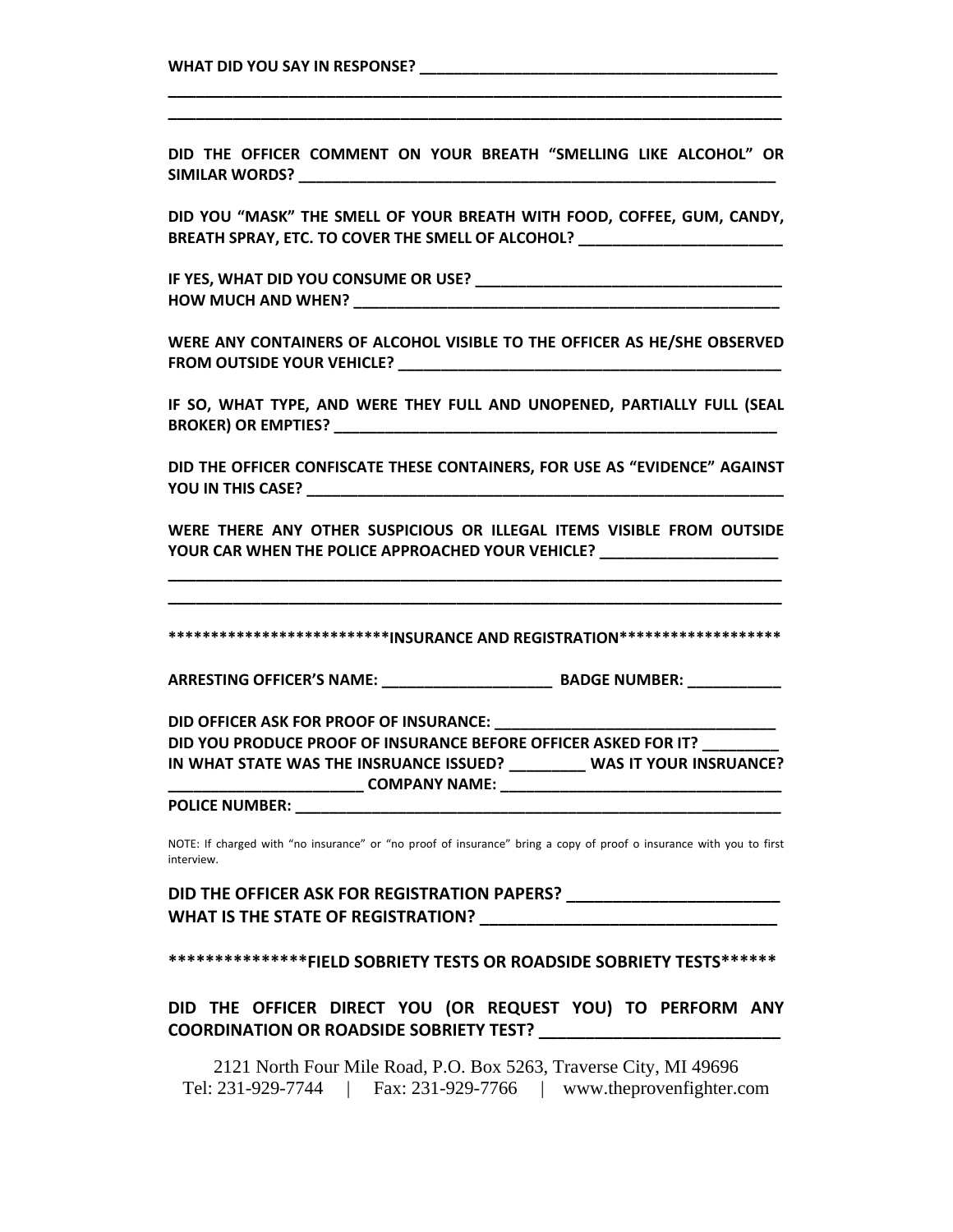**WHAT DID YOU SAY IN RESPONSE? ____________________________________________**
**__________________________________________________________________________**
**__________________________________________________________________________**

**DID THE OFFICER COMMENT ON YOUR BREATH "SMELLING LIKE ALCOHOL" OR SIMILAR WORDS? ____________________________________________________________**

**DID YOU "MASK" THE SMELL OF YOUR BREATH WITH FOOD, COFFEE, GUM, CANDY, BREATH SPRAY, ETC. TO COVER THE SMELL OF ALCOHOL? _________________________**

**IF YES, WHAT DID YOU CONSUME OR USE? _____________________________________**
**HOW MUCH AND WHEN? ____________________________________________________**

**WERE ANY CONTAINERS OF ALCOHOL VISIBLE TO THE OFFICER AS HE/SHE OBSERVED FROM OUTSIDE YOUR VEHICLE? _______________________________________________**

**IF SO, WHAT TYPE, AND WERE THEY FULL AND UNOPENED, PARTIALLY FULL (SEAL BROKER) OR EMPTIES? ______________________________________________________**

**DID THE OFFICER CONFISCATE THESE CONTAINERS, FOR USE AS "EVIDENCE" AGAINST YOU IN THIS CASE? ___________________________________________________________**

**WERE THERE ANY OTHER SUSPICIOUS OR ILLEGAL ITEMS VISIBLE FROM OUTSIDE YOUR CAR WHEN THE POLICE APPROACHED YOUR VEHICLE? _____________________**
**__________________________________________________________________________**
**__________________________________________________________________________**

**************************INSURANCE AND REGISTRATION*******************

**ARRESTING OFFICER'S NAME: _____________________ BADGE NUMBER: ___________**

**DID OFFICER ASK FOR PROOF OF INSURANCE: __________________________________**
**DID YOU PRODUCE PROOF OF INSURANCE BEFORE OFFICER ASKED FOR IT? _________**
**IN WHAT STATE WAS THE INSRUANCE ISSUED? _________ WAS IT YOUR INSRUANCE? _______________________ COMPANY NAME: __________________________________**
**POLICE NUMBER: ___________________________________________________________**

NOTE: If charged with "no insurance" or "no proof of insurance" bring a copy of proof o insurance with you to first interview.

**DID THE OFFICER ASK FOR REGISTRATION PAPERS? _________________________**
**WHAT IS THE STATE OF REGISTRATION? __________________________________**

****************FIELD SOBRIETY TESTS OR ROADSIDE SOBRIETY TESTS******

**DID THE OFFICER DIRECT YOU (OR REQUEST YOU) TO PERFORM ANY COORDINATION OR ROADSIDE SOBRIETY TEST? ____________________________**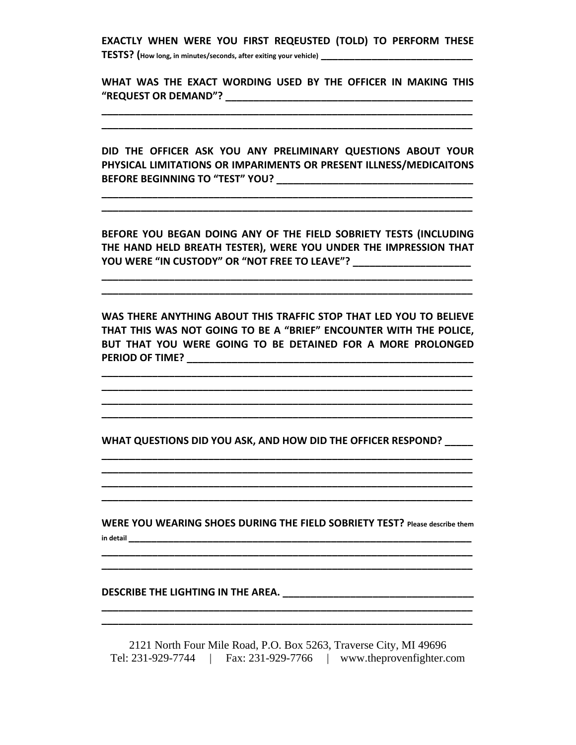**EXACTLY WHEN WERE YOU FIRST REQEUSTED (TOLD) TO PERFORM THESE TESTS? (**How long, in minutes/seconds, after exiting your vehicle) ______________________________

**WHAT WAS THE EXACT WORDING USED BY THE OFFICER IN MAKING THIS "REQUEST OR DEMAND"?** ______________________________________________
______________________________________________________________________
______________________________________________________________________

**DID THE OFFICER ASK YOU ANY PRELIMINARY QUESTIONS ABOUT YOUR PHYSICAL LIMITATIONS OR IMPARIMENTS OR PRESENT ILLNESS/MEDICAITONS BEFORE BEGINNING TO "TEST" YOU?** ___________________________________
______________________________________________________________________
______________________________________________________________________

**BEFORE YOU BEGAN DOING ANY OF THE FIELD SOBRIETY TESTS (INCLUDING THE HAND HELD BREATH TESTER), WERE YOU UNDER THE IMPRESSION THAT YOU WERE "IN CUSTODY" OR "NOT FREE TO LEAVE"?** _____________________
______________________________________________________________________
______________________________________________________________________

**WAS THERE ANYTHING ABOUT THIS TRAFFIC STOP THAT LED YOU TO BELIEVE THAT THIS WAS NOT GOING TO BE A "BRIEF" ENCOUNTER WITH THE POLICE, BUT THAT YOU WERE GOING TO BE DETAINED FOR A MORE PROLONGED PERIOD OF TIME?** _____________________________________________________
______________________________________________________________________
______________________________________________________________________
______________________________________________________________________
______________________________________________________________________

**WHAT QUESTIONS DID YOU ASK, AND HOW DID THE OFFICER RESPOND?** _____
______________________________________________________________________
______________________________________________________________________
______________________________________________________________________
______________________________________________________________________

**WERE YOU WEARING SHOES DURING THE FIELD SOBRIETY TEST?** Please describe them in detail ____________________________________________________________________
______________________________________________________________________
______________________________________________________________________

**DESCRIBE THE LIGHTING IN THE AREA.** __________________________________
______________________________________________________________________
______________________________________________________________________

2121 North Four Mile Road, P.O. Box 5263, Traverse City, MI 49696
Tel: 231-929-7744 | Fax: 231-929-7766 | www.theprovenfighter.com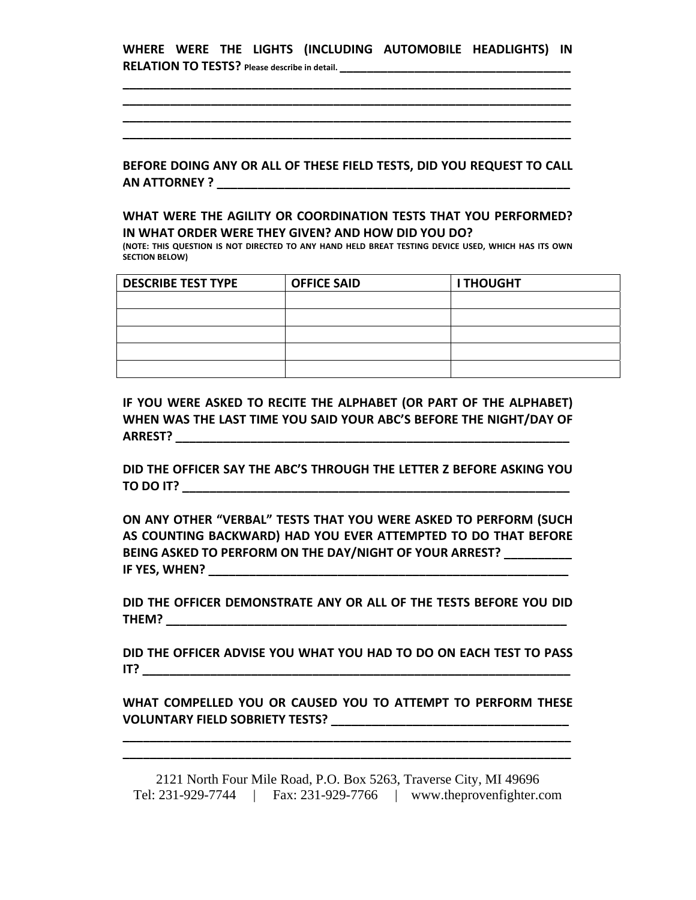**WHERE WERE THE LIGHTS (INCLUDING AUTOMOBILE HEADLIGHTS) IN RELATION TO TESTS?** Please describe in detail. ________________________________________
______________________________________________________________________
______________________________________________________________________
______________________________________________________________________
______________________________________________________________________

**BEFORE DOING ANY OR ALL OF THESE FIELD TESTS, DID YOU REQUEST TO CALL AN ATTORNEY ?** ____________________________________________________

**WHAT WERE THE AGILITY OR COORDINATION TESTS THAT YOU PERFORMED? IN WHAT ORDER WERE THEY GIVEN? AND HOW DID YOU DO?**

**(NOTE: THIS QUESTION IS NOT DIRECTED TO ANY HAND HELD BREAT TESTING DEVICE USED, WHICH HAS ITS OWN SECTION BELOW)**

| DESCRIBE TEST TYPE | OFFICE SAID | I THOUGHT |
| --- | --- | --- |
| | | |
| | | |
| | | |
| | | |
| | | |

**IF YOU WERE ASKED TO RECITE THE ALPHABET (OR PART OF THE ALPHABET) WHEN WAS THE LAST TIME YOU SAID YOUR ABC'S BEFORE THE NIGHT/DAY OF ARREST?** ____________________________________________________

**DID THE OFFICER SAY THE ABC'S THROUGH THE LETTER Z BEFORE ASKING YOU TO DO IT?** ____________________________________________________

**ON ANY OTHER "VERBAL" TESTS THAT YOU WERE ASKED TO PERFORM (SUCH AS COUNTING BACKWARD) HAD YOU EVER ATTEMPTED TO DO THAT BEFORE BEING ASKED TO PERFORM ON THE DAY/NIGHT OF YOUR ARREST?** __________
**IF YES, WHEN?** ____________________________________________________

**DID THE OFFICER DEMONSTRATE ANY OR ALL OF THE TESTS BEFORE YOU DID THEM?** ____________________________________________________

**DID THE OFFICER ADVISE YOU WHAT YOU HAD TO DO ON EACH TEST TO PASS IT?** ____________________________________________________

**WHAT COMPELLED YOU OR CAUSED YOU TO ATTEMPT TO PERFORM THESE VOLUNTARY FIELD SOBRIETY TESTS?** ________________________________
______________________________________________________________________
______________________________________________________________________

2121 North Four Mile Road, P.O. Box 5263, Traverse City, MI 49696
Tel: 231-929-7744 | Fax: 231-929-7766 | www.theprovenfighter.com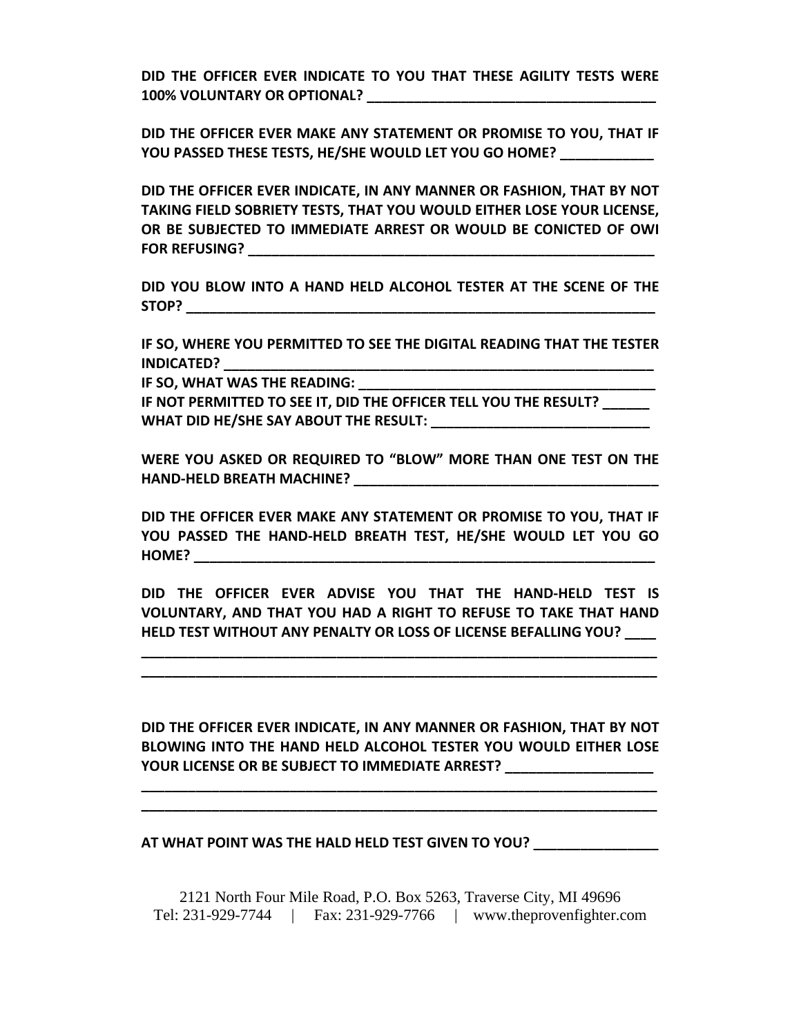**DID THE OFFICER EVER INDICATE TO YOU THAT THESE AGILITY TESTS WERE 100% VOLUNTARY OR OPTIONAL? ______________________________________**

**DID THE OFFICER EVER MAKE ANY STATEMENT OR PROMISE TO YOU, THAT IF YOU PASSED THESE TESTS, HE/SHE WOULD LET YOU GO HOME? ____________**

**DID THE OFFICER EVER INDICATE, IN ANY MANNER OR FASHION, THAT BY NOT TAKING FIELD SOBRIETY TESTS, THAT YOU WOULD EITHER LOSE YOUR LICENSE, OR BE SUBJECTED TO IMMEDIATE ARREST OR WOULD BE CONICTED OF OWI FOR REFUSING? _______________________________________________________**

**DID YOU BLOW INTO A HAND HELD ALCOHOL TESTER AT THE SCENE OF THE STOP? ______________________________________________________________**

**IF SO, WHERE YOU PERMITTED TO SEE THE DIGITAL READING THAT THE TESTER INDICATED? ___________________________________________________________**
**IF SO, WHAT WAS THE READING: ________________________________________**
**IF NOT PERMITTED TO SEE IT, DID THE OFFICER TELL YOU THE RESULT? ______**
**WHAT DID HE/SHE SAY ABOUT THE RESULT: ____________________________**

**WERE YOU ASKED OR REQUIRED TO "BLOW" MORE THAN ONE TEST ON THE HAND-HELD BREATH MACHINE? ________________________________________**

**DID THE OFFICER EVER MAKE ANY STATEMENT OR PROMISE TO YOU, THAT IF YOU PASSED THE HAND-HELD BREATH TEST, HE/SHE WOULD LET YOU GO HOME? ______________________________________________________________**

**DID THE OFFICER EVER ADVISE YOU THAT THE HAND-HELD TEST IS VOLUNTARY, AND THAT YOU HAD A RIGHT TO REFUSE TO TAKE THAT HAND HELD TEST WITHOUT ANY PENALTY OR LOSS OF LICENSE BEFALLING YOU? ____**
**____________________________________________________________________**
**____________________________________________________________________**

**DID THE OFFICER EVER INDICATE, IN ANY MANNER OR FASHION, THAT BY NOT BLOWING INTO THE HAND HELD ALCOHOL TESTER YOU WOULD EITHER LOSE YOUR LICENSE OR BE SUBJECT TO IMMEDIATE ARREST? ___________________**
**____________________________________________________________________**
**____________________________________________________________________**

**AT WHAT POINT WAS THE HALD HELD TEST GIVEN TO YOU? ________________**

2121 North Four Mile Road, P.O. Box 5263, Traverse City, MI 49696
Tel: 231-929-7744 | Fax: 231-929-7766 | www.theprovenfighter.com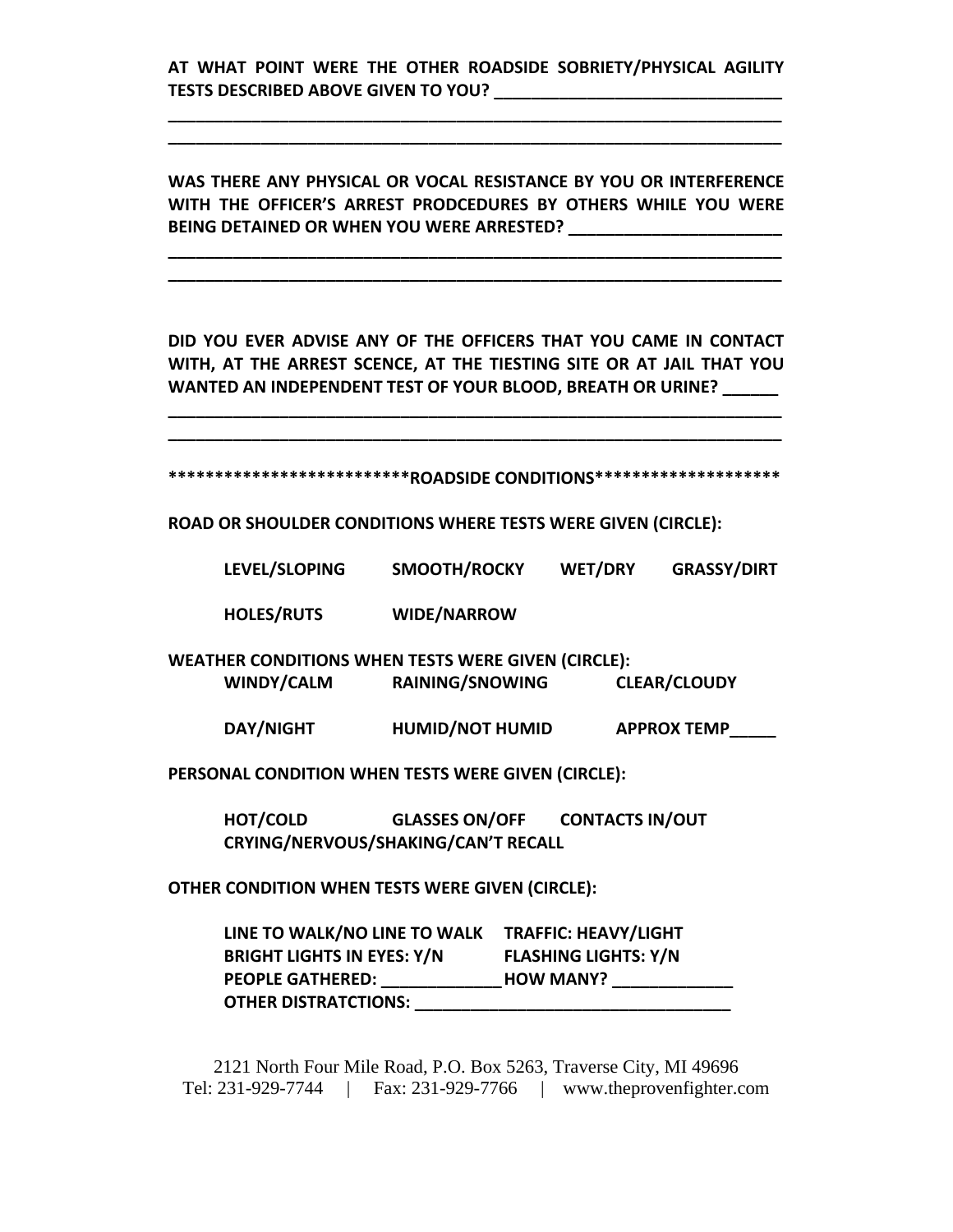**AT WHAT POINT WERE THE OTHER ROADSIDE SOBRIETY/PHYSICAL AGILITY TESTS DESCRIBED ABOVE GIVEN TO YOU? \_\_\_\_\_\_\_\_\_\_\_\_\_\_\_\_\_\_\_\_\_\_\_\_\_\_\_\_\_\_\_\_**

**\_\_\_\_\_\_\_\_\_\_\_\_\_\_\_\_\_\_\_\_\_\_\_\_\_\_\_\_\_\_\_\_\_\_\_\_\_\_\_\_\_\_\_\_\_\_\_\_\_\_\_\_\_\_\_\_\_\_\_\_\_\_\_\_\_\_\_\_**

**\_\_\_\_\_\_\_\_\_\_\_\_\_\_\_\_\_\_\_\_\_\_\_\_\_\_\_\_\_\_\_\_\_\_\_\_\_\_\_\_\_\_\_\_\_\_\_\_\_\_\_\_\_\_\_\_\_\_\_\_\_\_\_\_\_\_\_\_**

**WAS THERE ANY PHYSICAL OR VOCAL RESISTANCE BY YOU OR INTERFERENCE WITH THE OFFICER'S ARREST PRODCEDURES BY OTHERS WHILE YOU WERE BEING DETAINED OR WHEN YOU WERE ARRESTED? \_\_\_\_\_\_\_\_\_\_\_\_\_\_\_\_\_\_\_\_\_\_\_\_\_**

**\_\_\_\_\_\_\_\_\_\_\_\_\_\_\_\_\_\_\_\_\_\_\_\_\_\_\_\_\_\_\_\_\_\_\_\_\_\_\_\_\_\_\_\_\_\_\_\_\_\_\_\_\_\_\_\_\_\_\_\_\_\_\_\_\_\_\_\_**

**\_\_\_\_\_\_\_\_\_\_\_\_\_\_\_\_\_\_\_\_\_\_\_\_\_\_\_\_\_\_\_\_\_\_\_\_\_\_\_\_\_\_\_\_\_\_\_\_\_\_\_\_\_\_\_\_\_\_\_\_\_\_\_\_\_\_\_\_**

**DID YOU EVER ADVISE ANY OF THE OFFICERS THAT YOU CAME IN CONTACT WITH, AT THE ARREST SCENCE, AT THE TIESTING SITE OR AT JAIL THAT YOU WANTED AN INDEPENDENT TEST OF YOUR BLOOD, BREATH OR URINE? \_\_\_\_\_\_**

**\_\_\_\_\_\_\_\_\_\_\_\_\_\_\_\_\_\_\_\_\_\_\_\_\_\_\_\_\_\_\_\_\_\_\_\_\_\_\_\_\_\_\_\_\_\_\_\_\_\_\_\_\_\_\_\_\_\_\_\_\_\_\_\_\_\_\_\_**

**\_\_\_\_\_\_\_\_\_\_\_\_\_\_\_\_\_\_\_\_\_\_\_\_\_\_\_\_\_\_\_\_\_\_\_\_\_\_\_\_\_\_\_\_\_\_\_\_\_\_\_\_\_\_\_\_\_\_\_\_\_\_\_\_\_\_\_\_**

**\*\*\*\*\*\*\*\*\*\*\*\*\*\*\*\*\*\*\*\*\*\*\*\*\*ROADSIDE CONDITIONS\*\*\*\*\*\*\*\*\*\*\*\*\*\*\*\*\*\*\*\***

**ROAD OR SHOULDER CONDITIONS WHERE TESTS WERE GIVEN (CIRCLE):**

**LEVEL/SLOPING SMOOTH/ROCKY WET/DRY GRASSY/DIRT**

**HOLES/RUTS WIDE/NARROW**

**WEATHER CONDITIONS WHEN TESTS WERE GIVEN (CIRCLE):**

**WINDY/CALM RAINING/SNOWING CLEAR/CLOUDY**

**DAY/NIGHT HUMID/NOT HUMID APPROX TEMP\_\_\_\_\_**

**PERSONAL CONDITION WHEN TESTS WERE GIVEN (CIRCLE):**

**HOT/COLD GLASSES ON/OFF CONTACTS IN/OUT**
**CRYING/NERVOUS/SHAKING/CAN'T RECALL**

**OTHER CONDITION WHEN TESTS WERE GIVEN (CIRCLE):**

**LINE TO WALK/NO LINE TO WALK TRAFFIC: HEAVY/LIGHT**
**BRIGHT LIGHTS IN EYES: Y/N FLASHING LIGHTS: Y/N**
**PEOPLE GATHERED: \_\_\_\_\_\_\_\_\_\_\_\_\_\_ HOW MANY? \_\_\_\_\_\_\_\_\_\_\_\_\_\_**
**OTHER DISTRATCTIONS: \_\_\_\_\_\_\_\_\_\_\_\_\_\_\_\_\_\_\_\_\_\_\_\_\_\_\_\_\_\_\_\_\_\_\_\_**

2121 North Four Mile Road, P.O. Box 5263, Traverse City, MI 49696
Tel: 231-929-7744 | Fax: 231-929-7766 | www.theprovenfighter.com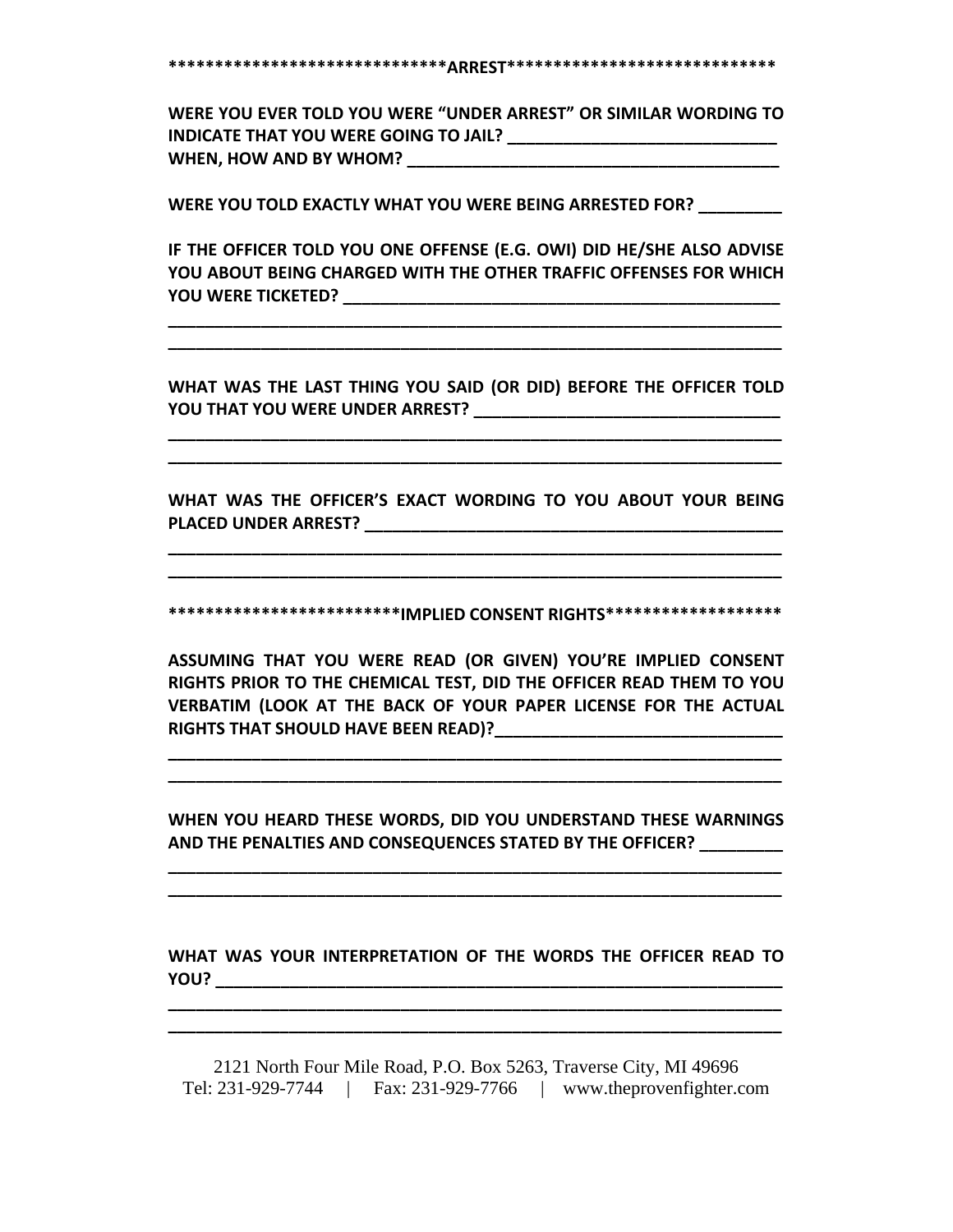*****************************ARREST*****************************

**WERE YOU EVER TOLD YOU WERE "UNDER ARREST" OR SIMILAR WORDING TO INDICATE THAT YOU WERE GOING TO JAIL? ______________________________**
**WHEN, HOW AND BY WHOM? __________________________________________**

**WERE YOU TOLD EXACTLY WHAT YOU WERE BEING ARRESTED FOR? _________**

**IF THE OFFICER TOLD YOU ONE OFFENSE (E.G. OWI) DID HE/SHE ALSO ADVISE YOU ABOUT BEING CHARGED WITH THE OTHER TRAFFIC OFFENSES FOR WHICH YOU WERE TICKETED? __________________________________________________**
______________________________________________________________________
______________________________________________________________________

**WHAT WAS THE LAST THING YOU SAID (OR DID) BEFORE THE OFFICER TOLD YOU THAT YOU WERE UNDER ARREST? __________________________________**
______________________________________________________________________
______________________________________________________________________

**WHAT WAS THE OFFICER'S EXACT WORDING TO YOU ABOUT YOUR BEING PLACED UNDER ARREST? ______________________________________________**
______________________________________________________________________
______________________________________________________________________

************************IMPLIED CONSENT RIGHTS*******************

**ASSUMING THAT YOU WERE READ (OR GIVEN) YOU'RE IMPLIED CONSENT RIGHTS PRIOR TO THE CHEMICAL TEST, DID THE OFFICER READ THEM TO YOU VERBATIM (LOOK AT THE BACK OF YOUR PAPER LICENSE FOR THE ACTUAL RIGHTS THAT SHOULD HAVE BEEN READ)?_______________________________**
______________________________________________________________________
______________________________________________________________________

**WHEN YOU HEARD THESE WORDS, DID YOU UNDERSTAND THESE WARNINGS AND THE PENALTIES AND CONSEQUENCES STATED BY THE OFFICER? _________**
______________________________________________________________________
______________________________________________________________________

**WHAT WAS YOUR INTERPRETATION OF THE WORDS THE OFFICER READ TO YOU? _______________________________________________________________**
______________________________________________________________________
______________________________________________________________________

2121 North Four Mile Road, P.O. Box 5263, Traverse City, MI 49696
Tel: 231-929-7744 | Fax: 231-929-7766 | www.theprovenfighter.com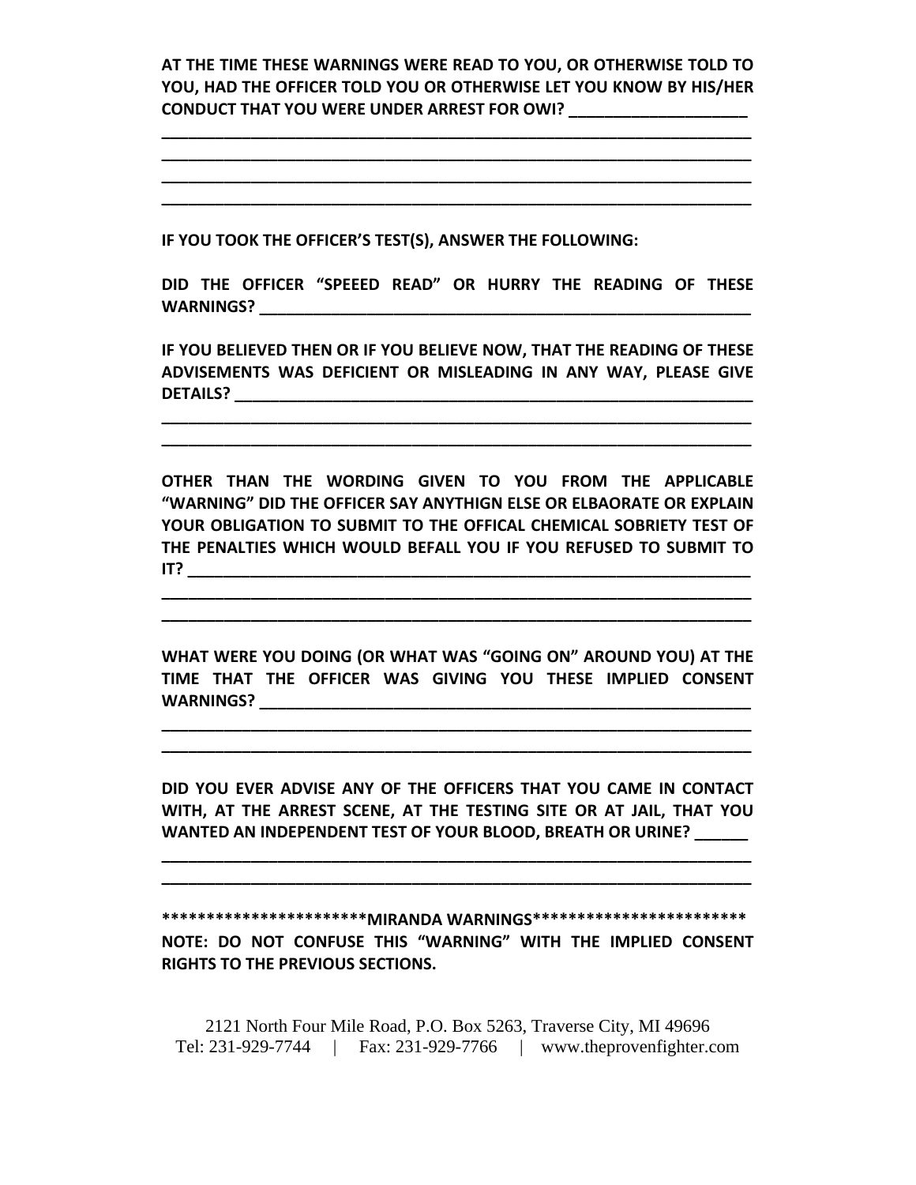**AT THE TIME THESE WARNINGS WERE READ TO YOU, OR OTHERWISE TOLD TO YOU, HAD THE OFFICER TOLD YOU OR OTHERWISE LET YOU KNOW BY HIS/HER CONDUCT THAT YOU WERE UNDER ARREST FOR OWI? ____________________**

___________________________________________________________________
___________________________________________________________________
___________________________________________________________________
___________________________________________________________________

**IF YOU TOOK THE OFFICER'S TEST(S), ANSWER THE FOLLOWING:**

**DID THE OFFICER "SPEEED READ" OR HURRY THE READING OF THESE WARNINGS? ___________________________________________________________**

**IF YOU BELIEVED THEN OR IF YOU BELIEVE NOW, THAT THE READING OF THESE ADVISEMENTS WAS DEFICIENT OR MISLEADING IN ANY WAY, PLEASE GIVE DETAILS? ____________________________________________________________**

___________________________________________________________________
___________________________________________________________________

**OTHER THAN THE WORDING GIVEN TO YOU FROM THE APPLICABLE "WARNING" DID THE OFFICER SAY ANYTHIGN ELSE OR ELBAORATE OR EXPLAIN YOUR OBLIGATION TO SUBMIT TO THE OFFICAL CHEMICAL SOBRIETY TEST OF THE PENALTIES WHICH WOULD BEFALL YOU IF YOU REFUSED TO SUBMIT TO IT? _________________________________________________________________**

___________________________________________________________________
___________________________________________________________________

**WHAT WERE YOU DOING (OR WHAT WAS "GOING ON" AROUND YOU) AT THE TIME THAT THE OFFICER WAS GIVING YOU THESE IMPLIED CONSENT WARNINGS? __________________________________________________________**

___________________________________________________________________
___________________________________________________________________

**DID YOU EVER ADVISE ANY OF THE OFFICERS THAT YOU CAME IN CONTACT WITH, AT THE ARREST SCENE, AT THE TESTING SITE OR AT JAIL, THAT YOU WANTED AN INDEPENDENT TEST OF YOUR BLOOD, BREATH OR URINE? ______**

___________________________________________________________________
___________________________________________________________________

**\*\*\*\*\*\*\*\*\*\*\*\*\*\*\*\*\*\*\*\*\*\*MIRANDA WARNINGS\*\*\*\*\*\*\*\*\*\*\*\*\*\*\*\*\*\*\*\*\*\*\*\***

**NOTE: DO NOT CONFUSE THIS "WARNING" WITH THE IMPLIED CONSENT RIGHTS TO THE PREVIOUS SECTIONS.**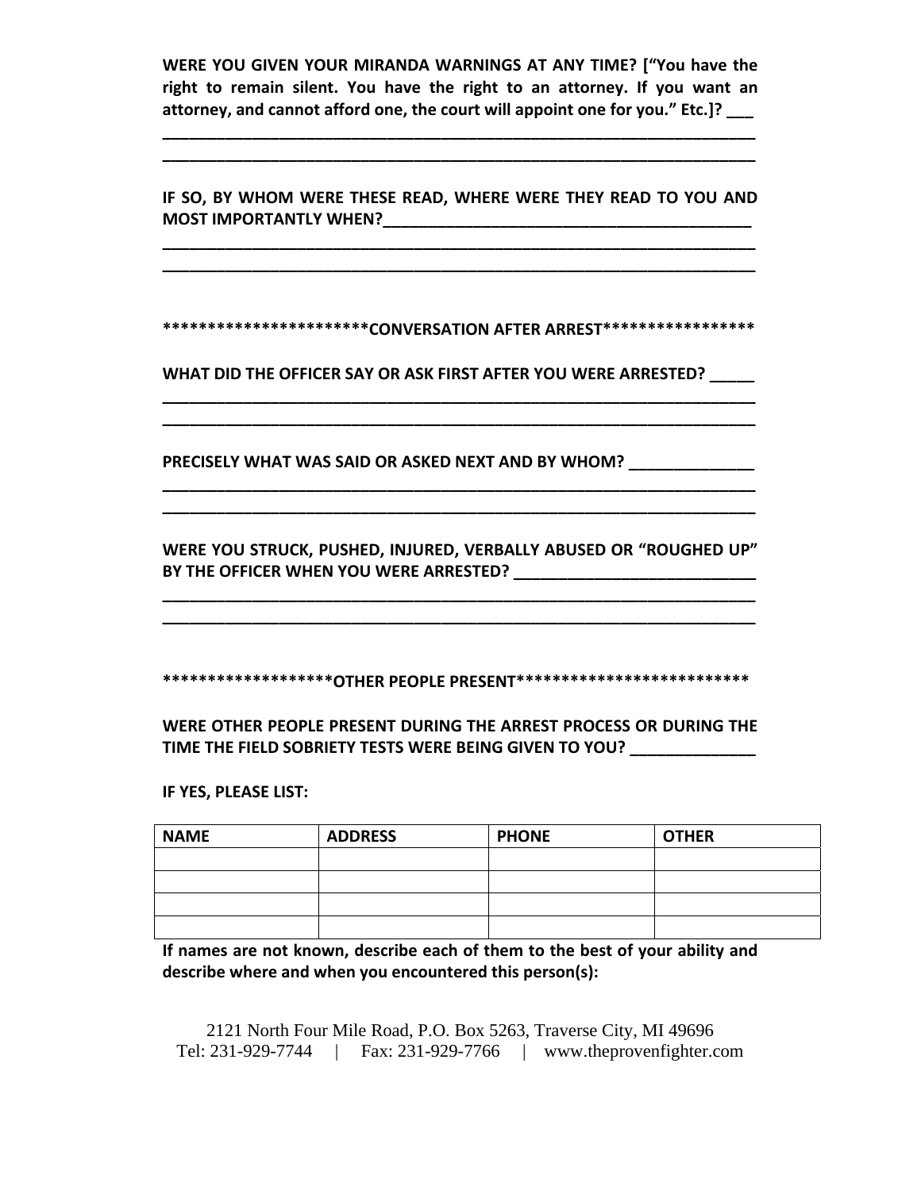**WERE YOU GIVEN YOUR MIRANDA WARNINGS AT ANY TIME? ["You have the right to remain silent. You have the right to an attorney. If you want an attorney, and cannot afford one, the court will appoint one for you." Etc.]? ___**

______________________________________________________________________
______________________________________________________________________

**IF SO, BY WHOM WERE THESE READ, WHERE WERE THEY READ TO YOU AND MOST IMPORTANTLY WHEN?___________________________________________**

______________________________________________________________________
______________________________________________________________________

**\*\*\*\*\*\*\*\*\*\*\*\*\*\*\*\*\*\*\*\*\*\*CONVERSATION AFTER ARREST\*\*\*\*\*\*\*\*\*\*\*\*\*\*\*\*\***

**WHAT DID THE OFFICER SAY OR ASK FIRST AFTER YOU WERE ARRESTED? _____**

______________________________________________________________________
______________________________________________________________________

**PRECISELY WHAT WAS SAID OR ASKED NEXT AND BY WHOM? ______________**

______________________________________________________________________
______________________________________________________________________

**WERE YOU STRUCK, PUSHED, INJURED, VERBALLY ABUSED OR "ROUGHED UP" BY THE OFFICER WHEN YOU WERE ARRESTED? ___________________________**

______________________________________________________________________
______________________________________________________________________

**\*\*\*\*\*\*\*\*\*\*\*\*\*\*\*\*\*\*\*OTHER PEOPLE PRESENT\*\*\*\*\*\*\*\*\*\*\*\*\*\*\*\*\*\*\*\*\*\*\*\*\*\***

**WERE OTHER PEOPLE PRESENT DURING THE ARREST PROCESS OR DURING THE TIME THE FIELD SOBRIETY TESTS WERE BEING GIVEN TO YOU? ______________**

**IF YES, PLEASE LIST:**

| NAME | ADDRESS | PHONE | OTHER |
|---|---|---|---|
| | | | |
| | | | |
| | | | |
| | | | |

**If names are not known, describe each of them to the best of your ability and describe where and when you encountered this person(s):**

2121 North Four Mile Road, P.O. Box 5263, Traverse City, MI 49696
Tel: 231-929-7744 | Fax: 231-929-7766 | www.theprovenfighter.com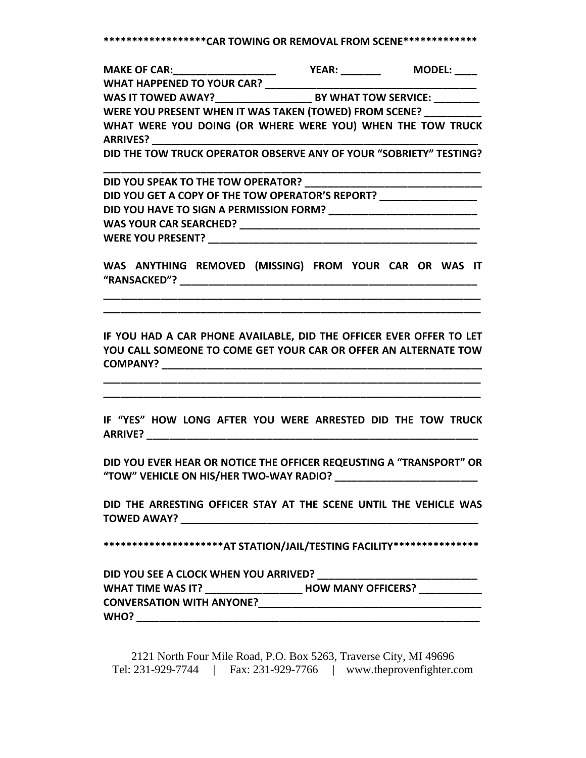******************CAR TOWING OR REMOVAL FROM SCENE*************

**MAKE OF CAR:__________________ YEAR: _______ MODEL: ____**
**WHAT HAPPENED TO YOUR CAR? ______________________________________**
**WAS IT TOWED AWAY?_________________ BY WHAT TOW SERVICE: ________**
**WERE YOU PRESENT WHEN IT WAS TAKEN (TOWED) FROM SCENE? __________**
**WHAT WERE YOU DOING (OR WHERE WERE YOU) WHEN THE TOW TRUCK ARRIVES? ___________________________________________________________**
**DID THE TOW TRUCK OPERATOR OBSERVE ANY OF YOUR "SOBRIETY" TESTING? ________________________________________________________________**
**DID YOU SPEAK TO THE TOW OPERATOR? ________________________________**
**DID YOU GET A COPY OF THE TOW OPERATOR'S REPORT? ________________**
**DID YOU HAVE TO SIGN A PERMISSION FORM? __________________________**
**WAS YOUR CAR SEARCHED? ___________________________________________**
**WERE YOU PRESENT? _______________________________________________**

**WAS ANYTHING REMOVED (MISSING) FROM YOUR CAR OR WAS IT "RANSACKED"? ____________________________________________________**
**________________________________________________________________**
**________________________________________________________________**

**IF YOU HAD A CAR PHONE AVAILABLE, DID THE OFFICER EVER OFFER TO LET YOU CALL SOMEONE TO COME GET YOUR CAR OR OFFER AN ALTERNATE TOW COMPANY? ________________________________________________________**
**________________________________________________________________**
**________________________________________________________________**

**IF "YES" HOW LONG AFTER YOU WERE ARRESTED DID THE TOW TRUCK ARRIVE? _________________________________________________________**

**DID YOU EVER HEAR OR NOTICE THE OFFICER REQEUSTING A "TRANSPORT" OR "TOW" VEHICLE ON HIS/HER TWO-WAY RADIO? _________________________**

**DID THE ARRESTING OFFICER STAY AT THE SCENE UNTIL THE VEHICLE WAS TOWED AWAY? ____________________________________________________**

*********************AT STATION/JAIL/TESTING FACILITY***************

**DID YOU SEE A CLOCK WHEN YOU ARRIVED? ____________________________**
**WHAT TIME WAS IT? _________________ HOW MANY OFFICERS? ___________**
**CONVERSATION WITH ANYONE?________________________________________**
**WHO? ____________________________________________________________**

2121 North Four Mile Road, P.O. Box 5263, Traverse City, MI 49696
Tel: 231-929-7744 | Fax: 231-929-7766 | www.theprovenfighter.com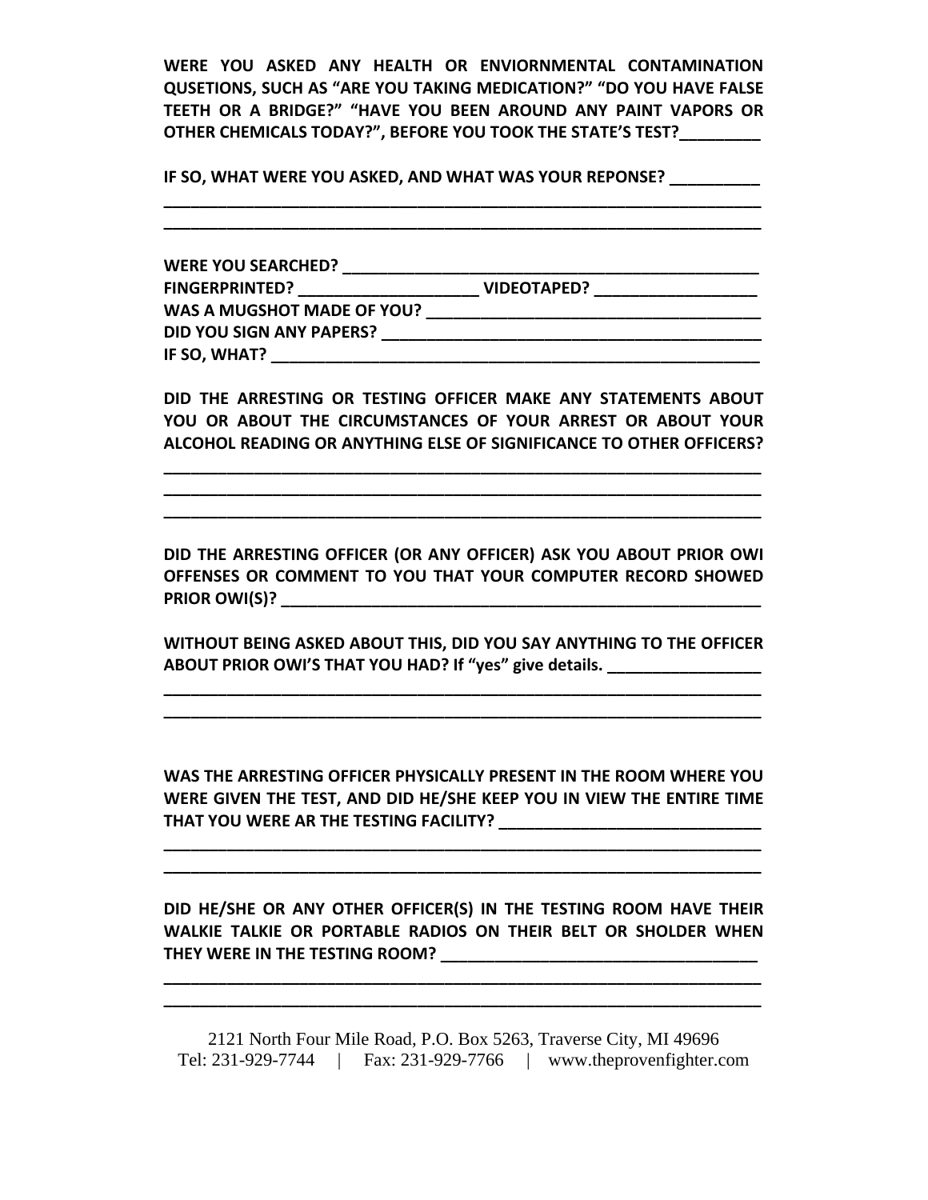**WERE YOU ASKED ANY HEALTH OR ENVIORNMENTAL CONTAMINATION QUSETIONS, SUCH AS "ARE YOU TAKING MEDICATION?" "DO YOU HAVE FALSE TEETH OR A BRIDGE?" "HAVE YOU BEEN AROUND ANY PAINT VAPORS OR OTHER CHEMICALS TODAY?", BEFORE YOU TOOK THE STATE'S TEST?_________**

**IF SO, WHAT WERE YOU ASKED, AND WHAT WAS YOUR REPONSE? __________**
______________________________________________________________________
______________________________________________________________________

**WERE YOU SEARCHED? ________________________________________________**
**FINGERPRINTED? ____________________ VIDEOTAPED? __________________**
**WAS A MUGSHOT MADE OF YOU? ______________________________________**
**DID YOU SIGN ANY PAPERS? _________________________________________**
**IF SO, WHAT? _______________________________________________________**

**DID THE ARRESTING OR TESTING OFFICER MAKE ANY STATEMENTS ABOUT YOU OR ABOUT THE CIRCUMSTANCES OF YOUR ARREST OR ABOUT YOUR ALCOHOL READING OR ANYTHING ELSE OF SIGNIFICANCE TO OTHER OFFICERS?**
______________________________________________________________________
______________________________________________________________________
______________________________________________________________________

**DID THE ARRESTING OFFICER (OR ANY OFFICER) ASK YOU ABOUT PRIOR OWI OFFENSES OR COMMENT TO YOU THAT YOUR COMPUTER RECORD SHOWED PRIOR OWI(S)? ____________________________________________________**

**WITHOUT BEING ASKED ABOUT THIS, DID YOU SAY ANYTHING TO THE OFFICER ABOUT PRIOR OWI'S THAT YOU HAD? If "yes" give details. _________________**
______________________________________________________________________
______________________________________________________________________

**WAS THE ARRESTING OFFICER PHYSICALLY PRESENT IN THE ROOM WHERE YOU WERE GIVEN THE TEST, AND DID HE/SHE KEEP YOU IN VIEW THE ENTIRE TIME THAT YOU WERE AR THE TESTING FACILITY? _____________________________**
______________________________________________________________________
______________________________________________________________________

**DID HE/SHE OR ANY OTHER OFFICER(S) IN THE TESTING ROOM HAVE THEIR WALKIE TALKIE OR PORTABLE RADIOS ON THEIR BELT OR SHOLDER WHEN THEY WERE IN THE TESTING ROOM? ___________________________________**
______________________________________________________________________
______________________________________________________________________

2121 North Four Mile Road, P.O. Box 5263, Traverse City, MI 49696
Tel: 231-929-7744 | Fax: 231-929-7766 | www.theprovenfighter.com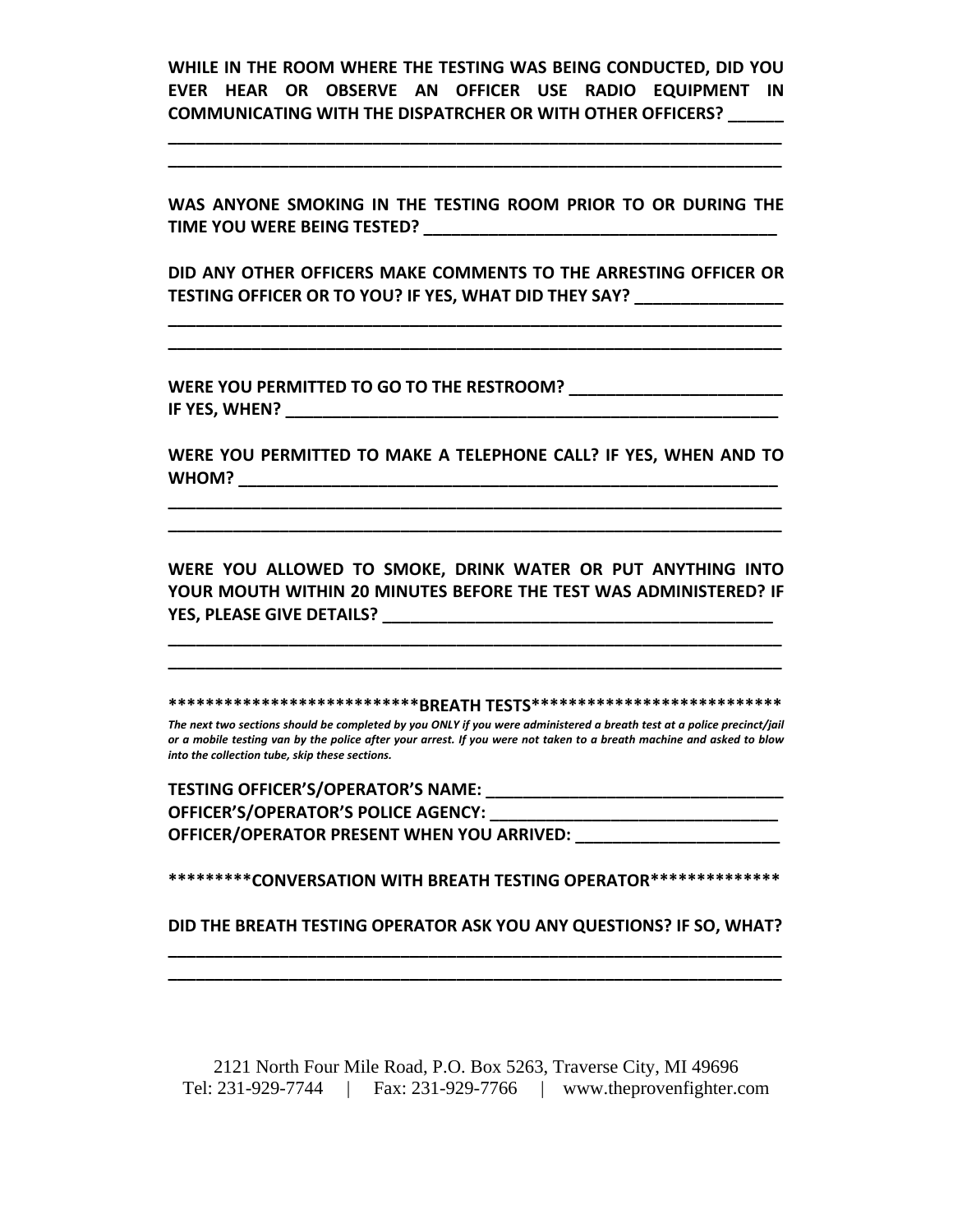**WHILE IN THE ROOM WHERE THE TESTING WAS BEING CONDUCTED, DID YOU EVER HEAR OR OBSERVE AN OFFICER USE RADIO EQUIPMENT IN COMMUNICATING WITH THE DISPATRCHER OR WITH OTHER OFFICERS? ______**

______________________________________________________________________

______________________________________________________________________

**WAS ANYONE SMOKING IN THE TESTING ROOM PRIOR TO OR DURING THE TIME YOU WERE BEING TESTED? ________________________________________**

**DID ANY OTHER OFFICERS MAKE COMMENTS TO THE ARRESTING OFFICER OR TESTING OFFICER OR TO YOU? IF YES, WHAT DID THEY SAY? ________________**

______________________________________________________________________

______________________________________________________________________

**WERE YOU PERMITTED TO GO TO THE RESTROOM? ________________________**
**IF YES, WHEN? _________________________________________________________**

**WERE YOU PERMITTED TO MAKE A TELEPHONE CALL? IF YES, WHEN AND TO WHOM? _______________________________________________________________**

______________________________________________________________________

______________________________________________________________________

**WERE YOU ALLOWED TO SMOKE, DRINK WATER OR PUT ANYTHING INTO YOUR MOUTH WITHIN 20 MINUTES BEFORE THE TEST WAS ADMINISTERED? IF YES, PLEASE GIVE DETAILS? ____________________________________________**

______________________________________________________________________

______________________________________________________________________

**\*\*\*\*\*\*\*\*\*\*\*\*\*\*\*\*\*\*\*\*\*\*\*\*\*\*BREATH TESTS\*\*\*\*\*\*\*\*\*\*\*\*\*\*\*\*\*\*\*\*\*\*\*\*\*\*\***

***The next two sections should be completed by you ONLY if you were administered a breath test at a police precinct/jail or a mobile testing van by the police after your arrest. If you were not taken to a breath machine and asked to blow into the collection tube, skip these sections.***

**TESTING OFFICER'S/OPERATOR'S NAME: _________________________________**
**OFFICER'S/OPERATOR'S POLICE AGENCY: ________________________________**
**OFFICER/OPERATOR PRESENT WHEN YOU ARRIVED: _______________________**

**\*\*\*\*\*\*\*\*\*CONVERSATION WITH BREATH TESTING OPERATOR\*\*\*\*\*\*\*\*\*\*\*\*\*\***

**DID THE BREATH TESTING OPERATOR ASK YOU ANY QUESTIONS? IF SO, WHAT?**

______________________________________________________________________

______________________________________________________________________

2121 North Four Mile Road, P.O. Box 5263, Traverse City, MI 49696
Tel: 231-929-7744 | Fax: 231-929-7766 | www.theprovenfighter.com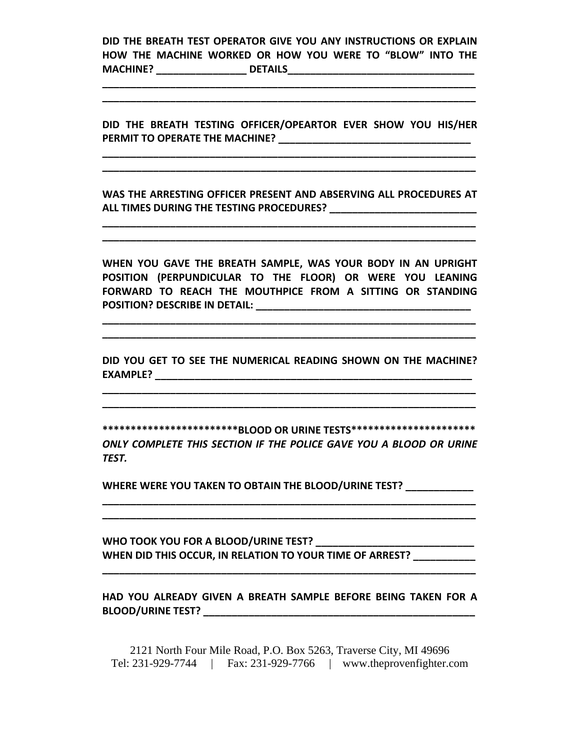**DID THE BREATH TEST OPERATOR GIVE YOU ANY INSTRUCTIONS OR EXPLAIN HOW THE MACHINE WORKED OR HOW YOU WERE TO "BLOW" INTO THE MACHINE? ________________ DETAILS__________________________________**

**____________________________________________________________________**

**____________________________________________________________________**

**DID THE BREATH TESTING OFFICER/OPEARTOR EVER SHOW YOU HIS/HER PERMIT TO OPERATE THE MACHINE? __________________________________**

**____________________________________________________________________**

**____________________________________________________________________**

**WAS THE ARRESTING OFFICER PRESENT AND ABSERVING ALL PROCEDURES AT ALL TIMES DURING THE TESTING PROCEDURES? __________________________**

**____________________________________________________________________**

**____________________________________________________________________**

**WHEN YOU GAVE THE BREATH SAMPLE, WAS YOUR BODY IN AN UPRIGHT POSITION (PERPUNDICULAR TO THE FLOOR) OR WERE YOU LEANING FORWARD TO REACH THE MOUTHPICE FROM A SITTING OR STANDING POSITION? DESCRIBE IN DETAIL: ______________________________________**

**____________________________________________________________________**

**____________________________________________________________________**

**DID YOU GET TO SEE THE NUMERICAL READING SHOWN ON THE MACHINE? EXAMPLE? __________________________________________________________**

**____________________________________________________________________**

**____________________________________________________________________**

**\*\*\*\*\*\*\*\*\*\*\*\*\*\*\*\*\*\*\*\*\*\*\*BLOOD OR URINE TESTS\*\*\*\*\*\*\*\*\*\*\*\*\*\*\*\*\*\*\*\*\*\***

***ONLY COMPLETE THIS SECTION IF THE POLICE GAVE YOU A BLOOD OR URINE TEST.***

**WHERE WERE YOU TAKEN TO OBTAIN THE BLOOD/URINE TEST? ____________**

**____________________________________________________________________**

**____________________________________________________________________**

**WHO TOOK YOU FOR A BLOOD/URINE TEST? ____________________________**

**WHEN DID THIS OCCUR, IN RELATION TO YOUR TIME OF ARREST? ___________**

**____________________________________________________________________**

**HAD YOU ALREADY GIVEN A BREATH SAMPLE BEFORE BEING TAKEN FOR A BLOOD/URINE TEST? ___________________________________________________**

2121 North Four Mile Road, P.O. Box 5263, Traverse City, MI 49696
Tel: 231-929-7744 | Fax: 231-929-7766 | www.theprovenfighter.com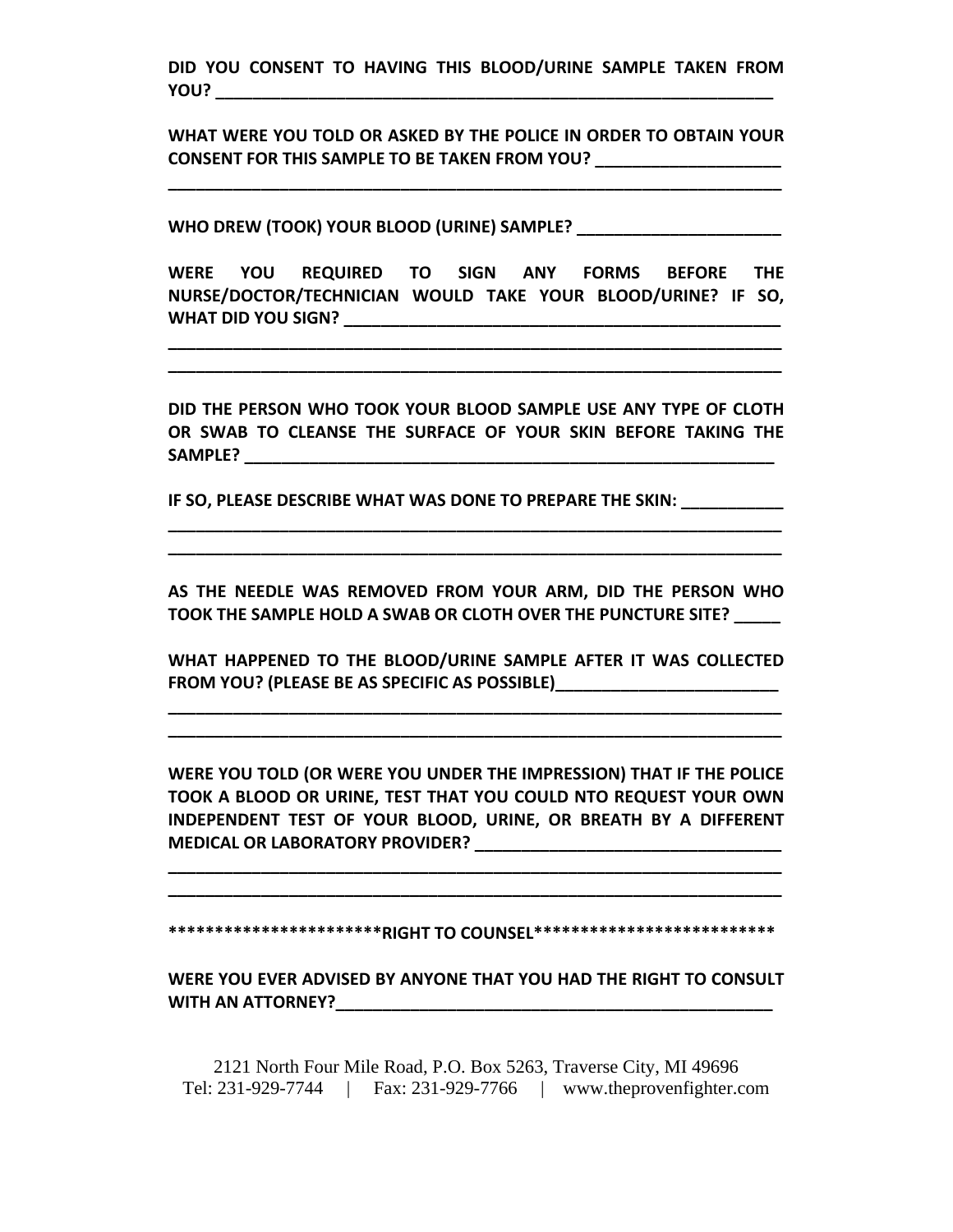**DID YOU CONSENT TO HAVING THIS BLOOD/URINE SAMPLE TAKEN FROM YOU? ______________________________________________________________**

**WHAT WERE YOU TOLD OR ASKED BY THE POLICE IN ORDER TO OBTAIN YOUR CONSENT FOR THIS SAMPLE TO BE TAKEN FROM YOU? ____________________**
**____________________________________________________________________**

**WHO DREW (TOOK) YOUR BLOOD (URINE) SAMPLE? ______________________**

**WERE YOU REQUIRED TO SIGN ANY FORMS BEFORE THE NURSE/DOCTOR/TECHNICIAN WOULD TAKE YOUR BLOOD/URINE? IF SO, WHAT DID YOU SIGN? _________________________________________________**
**____________________________________________________________________**
**____________________________________________________________________**

**DID THE PERSON WHO TOOK YOUR BLOOD SAMPLE USE ANY TYPE OF CLOTH OR SWAB TO CLEANSE THE SURFACE OF YOUR SKIN BEFORE TAKING THE SAMPLE? __________________________________________________________**

**IF SO, PLEASE DESCRIBE WHAT WAS DONE TO PREPARE THE SKIN: ___________**
**____________________________________________________________________**
**____________________________________________________________________**

**AS THE NEEDLE WAS REMOVED FROM YOUR ARM, DID THE PERSON WHO TOOK THE SAMPLE HOLD A SWAB OR CLOTH OVER THE PUNCTURE SITE? _____**

**WHAT HAPPENED TO THE BLOOD/URINE SAMPLE AFTER IT WAS COLLECTED FROM YOU? (PLEASE BE AS SPECIFIC AS POSSIBLE)________________________**
**____________________________________________________________________**
**____________________________________________________________________**

**WERE YOU TOLD (OR WERE YOU UNDER THE IMPRESSION) THAT IF THE POLICE TOOK A BLOOD OR URINE, TEST THAT YOU COULD NTO REQUEST YOUR OWN INDEPENDENT TEST OF YOUR BLOOD, URINE, OR BREATH BY A DIFFERENT MEDICAL OR LABORATORY PROVIDER? _________________________________**
**____________________________________________________________________**
**____________________________________________________________________**

**\*\*\*\*\*\*\*\*\*\*\*\*\*\*\*\*\*\*\*\*\*\*RIGHT TO COUNSEL\*\*\*\*\*\*\*\*\*\*\*\*\*\*\*\*\*\*\*\*\*\*\*\*\*\***

**WERE YOU EVER ADVISED BY ANYONE THAT YOU HAD THE RIGHT TO CONSULT WITH AN ATTORNEY?_________________________________________________**

2121 North Four Mile Road, P.O. Box 5263, Traverse City, MI 49696
Tel: 231-929-7744 | Fax: 231-929-7766 | www.theprovenfighter.com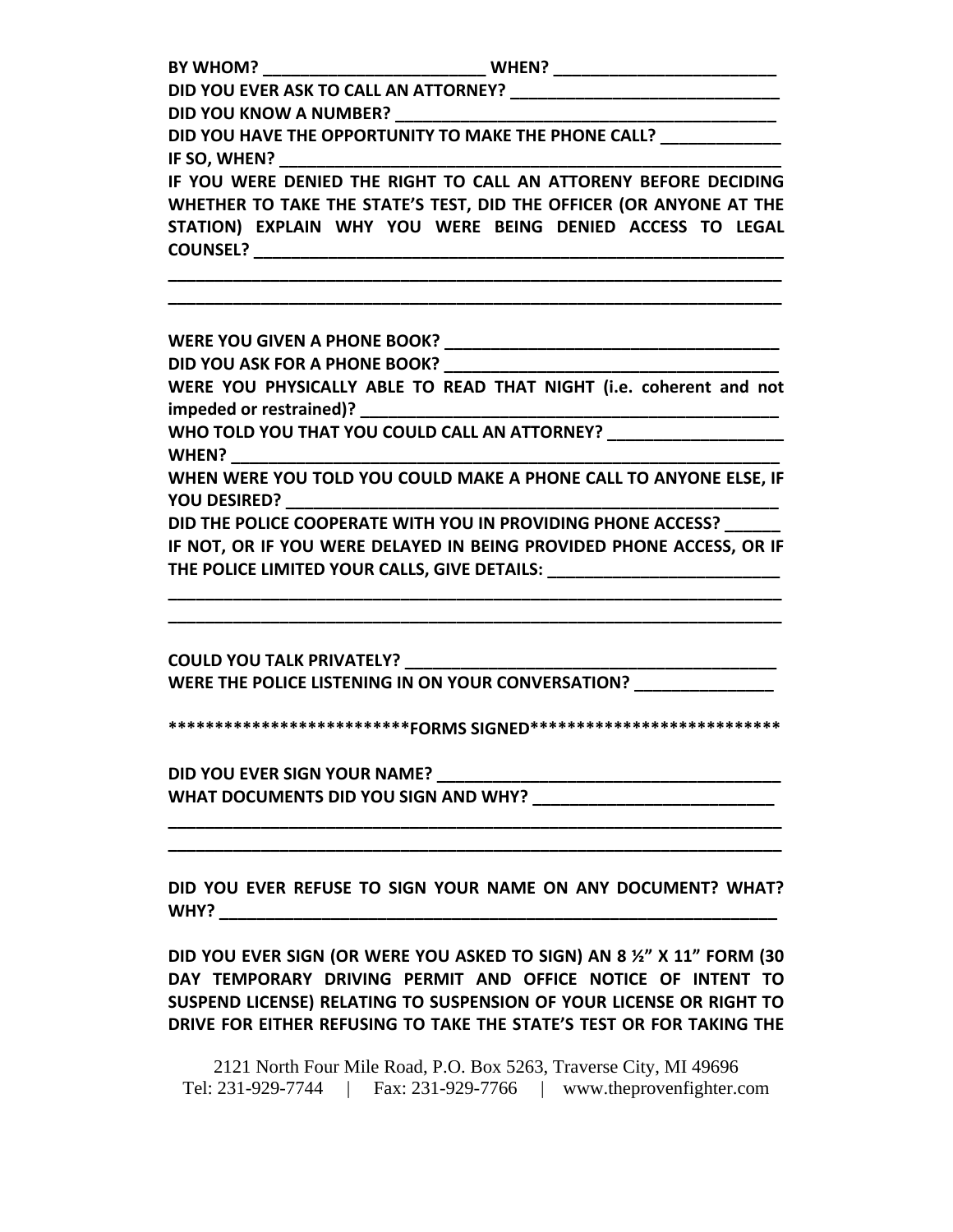**BY WHOM? \_\_\_\_\_\_\_\_\_\_\_\_\_\_\_\_\_\_\_\_\_\_\_\_\_ WHEN? \_\_\_\_\_\_\_\_\_\_\_\_\_\_\_\_\_\_\_\_\_\_\_\_\_**

**DID YOU EVER ASK TO CALL AN ATTORNEY? \_\_\_\_\_\_\_\_\_\_\_\_\_\_\_\_\_\_\_\_\_\_\_\_\_\_\_\_\_\_**

**DID YOU KNOW A NUMBER? \_\_\_\_\_\_\_\_\_\_\_\_\_\_\_\_\_\_\_\_\_\_\_\_\_\_\_\_\_\_\_\_\_\_\_\_\_\_\_\_\_\_**

**DID YOU HAVE THE OPPORTUNITY TO MAKE THE PHONE CALL? \_\_\_\_\_\_\_\_\_\_\_\_\_**

**IF SO, WHEN? \_\_\_\_\_\_\_\_\_\_\_\_\_\_\_\_\_\_\_\_\_\_\_\_\_\_\_\_\_\_\_\_\_\_\_\_\_\_\_\_\_\_\_\_\_\_\_\_\_\_\_\_\_\_**

**IF YOU WERE DENIED THE RIGHT TO CALL AN ATTORENY BEFORE DECIDING WHETHER TO TAKE THE STATE'S TEST, DID THE OFFICER (OR ANYONE AT THE STATION) EXPLAIN WHY YOU WERE BEING DENIED ACCESS TO LEGAL COUNSEL? \_\_\_\_\_\_\_\_\_\_\_\_\_\_\_\_\_\_\_\_\_\_\_\_\_\_\_\_\_\_\_\_\_\_\_\_\_\_\_\_\_\_\_\_\_\_\_\_\_\_\_\_\_\_**

\_\_\_\_\_\_\_\_\_\_\_\_\_\_\_\_\_\_\_\_\_\_\_\_\_\_\_\_\_\_\_\_\_\_\_\_\_\_\_\_\_\_\_\_\_\_\_\_\_\_\_\_\_\_\_\_\_\_\_\_\_\_\_\_

\_\_\_\_\_\_\_\_\_\_\_\_\_\_\_\_\_\_\_\_\_\_\_\_\_\_\_\_\_\_\_\_\_\_\_\_\_\_\_\_\_\_\_\_\_\_\_\_\_\_\_\_\_\_\_\_\_\_\_\_\_\_\_\_

**WERE YOU GIVEN A PHONE BOOK? \_\_\_\_\_\_\_\_\_\_\_\_\_\_\_\_\_\_\_\_\_\_\_\_\_\_\_\_\_\_\_\_\_\_\_\_\_**

**DID YOU ASK FOR A PHONE BOOK? \_\_\_\_\_\_\_\_\_\_\_\_\_\_\_\_\_\_\_\_\_\_\_\_\_\_\_\_\_\_\_\_\_\_\_\_\_**

**WERE YOU PHYSICALLY ABLE TO READ THAT NIGHT (i.e. coherent and not impeded or restrained)? \_\_\_\_\_\_\_\_\_\_\_\_\_\_\_\_\_\_\_\_\_\_\_\_\_\_\_\_\_\_\_\_\_\_\_\_\_\_\_\_\_\_\_\_\_\_**

**WHO TOLD YOU THAT YOU COULD CALL AN ATTORNEY? \_\_\_\_\_\_\_\_\_\_\_\_\_\_\_\_\_\_\_**

**WHEN? \_\_\_\_\_\_\_\_\_\_\_\_\_\_\_\_\_\_\_\_\_\_\_\_\_\_\_\_\_\_\_\_\_\_\_\_\_\_\_\_\_\_\_\_\_\_\_\_\_\_\_\_\_\_\_\_\_\_\_\_**

**WHEN WERE YOU TOLD YOU COULD MAKE A PHONE CALL TO ANYONE ELSE, IF YOU DESIRED? \_\_\_\_\_\_\_\_\_\_\_\_\_\_\_\_\_\_\_\_\_\_\_\_\_\_\_\_\_\_\_\_\_\_\_\_\_\_\_\_\_\_\_\_\_\_\_\_\_\_\_\_\_\_\_**

**DID THE POLICE COOPERATE WITH YOU IN PROVIDING PHONE ACCESS? \_\_\_\_\_\_**

**IF NOT, OR IF YOU WERE DELAYED IN BEING PROVIDED PHONE ACCESS, OR IF THE POLICE LIMITED YOUR CALLS, GIVE DETAILS: \_\_\_\_\_\_\_\_\_\_\_\_\_\_\_\_\_\_\_\_\_\_\_\_\_\_**

\_\_\_\_\_\_\_\_\_\_\_\_\_\_\_\_\_\_\_\_\_\_\_\_\_\_\_\_\_\_\_\_\_\_\_\_\_\_\_\_\_\_\_\_\_\_\_\_\_\_\_\_\_\_\_\_\_\_\_\_\_\_\_\_

\_\_\_\_\_\_\_\_\_\_\_\_\_\_\_\_\_\_\_\_\_\_\_\_\_\_\_\_\_\_\_\_\_\_\_\_\_\_\_\_\_\_\_\_\_\_\_\_\_\_\_\_\_\_\_\_\_\_\_\_\_\_\_\_

**COULD YOU TALK PRIVATELY? \_\_\_\_\_\_\_\_\_\_\_\_\_\_\_\_\_\_\_\_\_\_\_\_\_\_\_\_\_\_\_\_\_\_\_\_\_\_\_\_\_**

**WERE THE POLICE LISTENING IN ON YOUR CONVERSATION? \_\_\_\_\_\_\_\_\_\_\_\_\_\_\_**

**\*\*\*\*\*\*\*\*\*\*\*\*\*\*\*\*\*\*\*\*\*\*\*\*\*\*FORMS SIGNED\*\*\*\*\*\*\*\*\*\*\*\*\*\*\*\*\*\*\*\*\*\*\*\*\*\*\***

**DID YOU EVER SIGN YOUR NAME? \_\_\_\_\_\_\_\_\_\_\_\_\_\_\_\_\_\_\_\_\_\_\_\_\_\_\_\_\_\_\_\_\_\_\_\_\_\_**

**WHAT DOCUMENTS DID YOU SIGN AND WHY? \_\_\_\_\_\_\_\_\_\_\_\_\_\_\_\_\_\_\_\_\_\_\_\_\_\_\_**

\_\_\_\_\_\_\_\_\_\_\_\_\_\_\_\_\_\_\_\_\_\_\_\_\_\_\_\_\_\_\_\_\_\_\_\_\_\_\_\_\_\_\_\_\_\_\_\_\_\_\_\_\_\_\_\_\_\_\_\_\_\_\_\_

\_\_\_\_\_\_\_\_\_\_\_\_\_\_\_\_\_\_\_\_\_\_\_\_\_\_\_\_\_\_\_\_\_\_\_\_\_\_\_\_\_\_\_\_\_\_\_\_\_\_\_\_\_\_\_\_\_\_\_\_\_\_\_\_

**DID YOU EVER REFUSE TO SIGN YOUR NAME ON ANY DOCUMENT? WHAT? WHY? \_\_\_\_\_\_\_\_\_\_\_\_\_\_\_\_\_\_\_\_\_\_\_\_\_\_\_\_\_\_\_\_\_\_\_\_\_\_\_\_\_\_\_\_\_\_\_\_\_\_\_\_\_\_\_\_\_\_\_\_\_**

**DID YOU EVER SIGN (OR WERE YOU ASKED TO SIGN) AN 8 ½" X 11" FORM (30 DAY TEMPORARY DRIVING PERMIT AND OFFICE NOTICE OF INTENT TO SUSPEND LICENSE) RELATING TO SUSPENSION OF YOUR LICENSE OR RIGHT TO DRIVE FOR EITHER REFUSING TO TAKE THE STATE'S TEST OR FOR TAKING THE**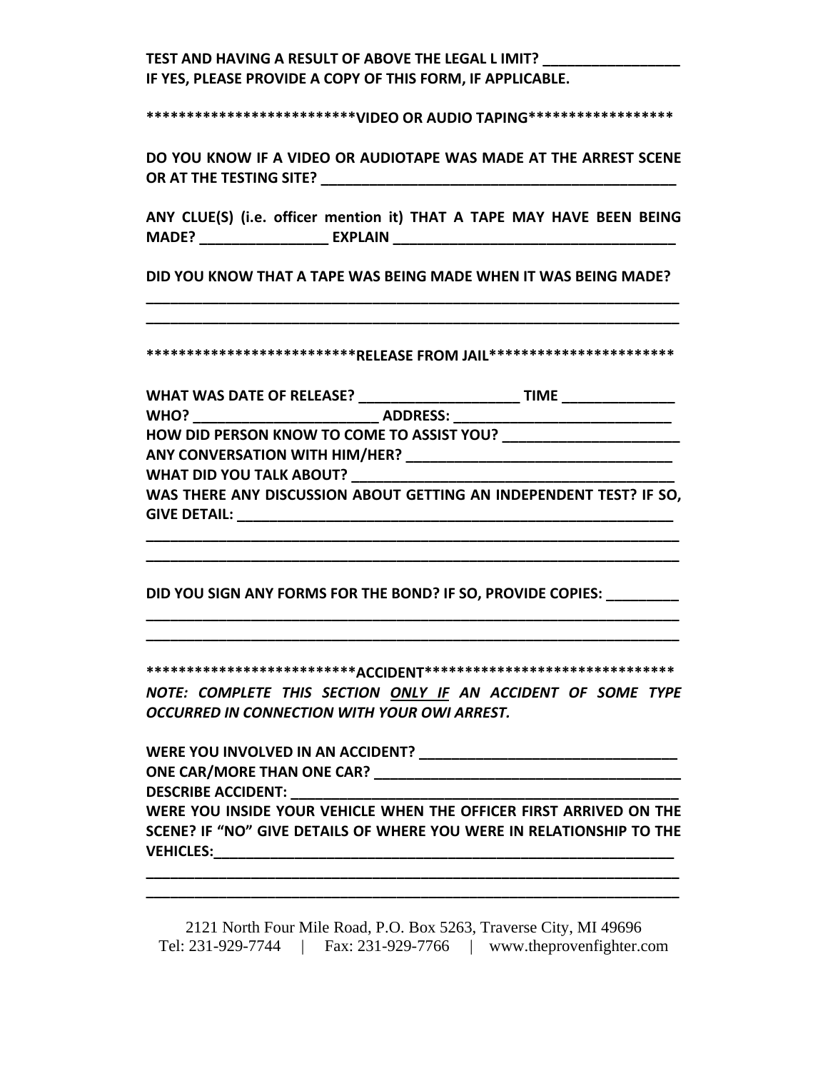**TEST AND HAVING A RESULT OF ABOVE THE LEGAL L IMIT? _________________**
**IF YES, PLEASE PROVIDE A COPY OF THIS FORM, IF APPLICABLE.**

**************************VIDEO OR AUDIO TAPING*****************

**DO YOU KNOW IF A VIDEO OR AUDIOTAPE WAS MADE AT THE ARREST SCENE OR AT THE TESTING SITE? _______________________________________________**

**ANY CLUE(S) (i.e. officer mention it) THAT A TAPE MAY HAVE BEEN BEING MADE? ________________ EXPLAIN ____________________________________**

**DID YOU KNOW THAT A TAPE WAS BEING MADE WHEN IT WAS BEING MADE?**
**_____________________________________________________________________**
**_____________________________________________________________________**

**************************RELEASE FROM JAIL***********************

**WHAT WAS DATE OF RELEASE? ____________________ TIME ______________**
**WHO? _______________________ ADDRESS: ____________________________**
**HOW DID PERSON KNOW TO COME TO ASSIST YOU? ______________________**
**ANY CONVERSATION WITH HIM/HER? __________________________________**
**WHAT DID YOU TALK ABOUT? _______________________________________**
**WAS THERE ANY DISCUSSION ABOUT GETTING AN INDEPENDENT TEST? IF SO, GIVE DETAIL: ________________________________________________________**
**_____________________________________________________________________**
**_____________________________________________________________________**

**DID YOU SIGN ANY FORMS FOR THE BOND? IF SO, PROVIDE COPIES: _________**
**_____________________________________________________________________**
**_____________________________________________________________________**

**************************ACCIDENT*******************************

***NOTE: COMPLETE THIS SECTION <u>ONLY IF</u> AN ACCIDENT OF SOME TYPE OCCURRED IN CONNECTION WITH YOUR OWI ARREST.***

**WERE YOU INVOLVED IN AN ACCIDENT? _________________________________**
**ONE CAR/MORE THAN ONE CAR? ______________________________________**
**DESCRIBE ACCIDENT: ________________________________________________**
**WERE YOU INSIDE YOUR VEHICLE WHEN THE OFFICER FIRST ARRIVED ON THE SCENE? IF "NO" GIVE DETAILS OF WHERE YOU WERE IN RELATIONSHIP TO THE VEHICLES:____________________________________________________________**
**_____________________________________________________________________**
**_____________________________________________________________________**

2121 North Four Mile Road, P.O. Box 5263, Traverse City, MI 49696
Tel: 231-929-7744 | Fax: 231-929-7766 | www.theprovenfighter.com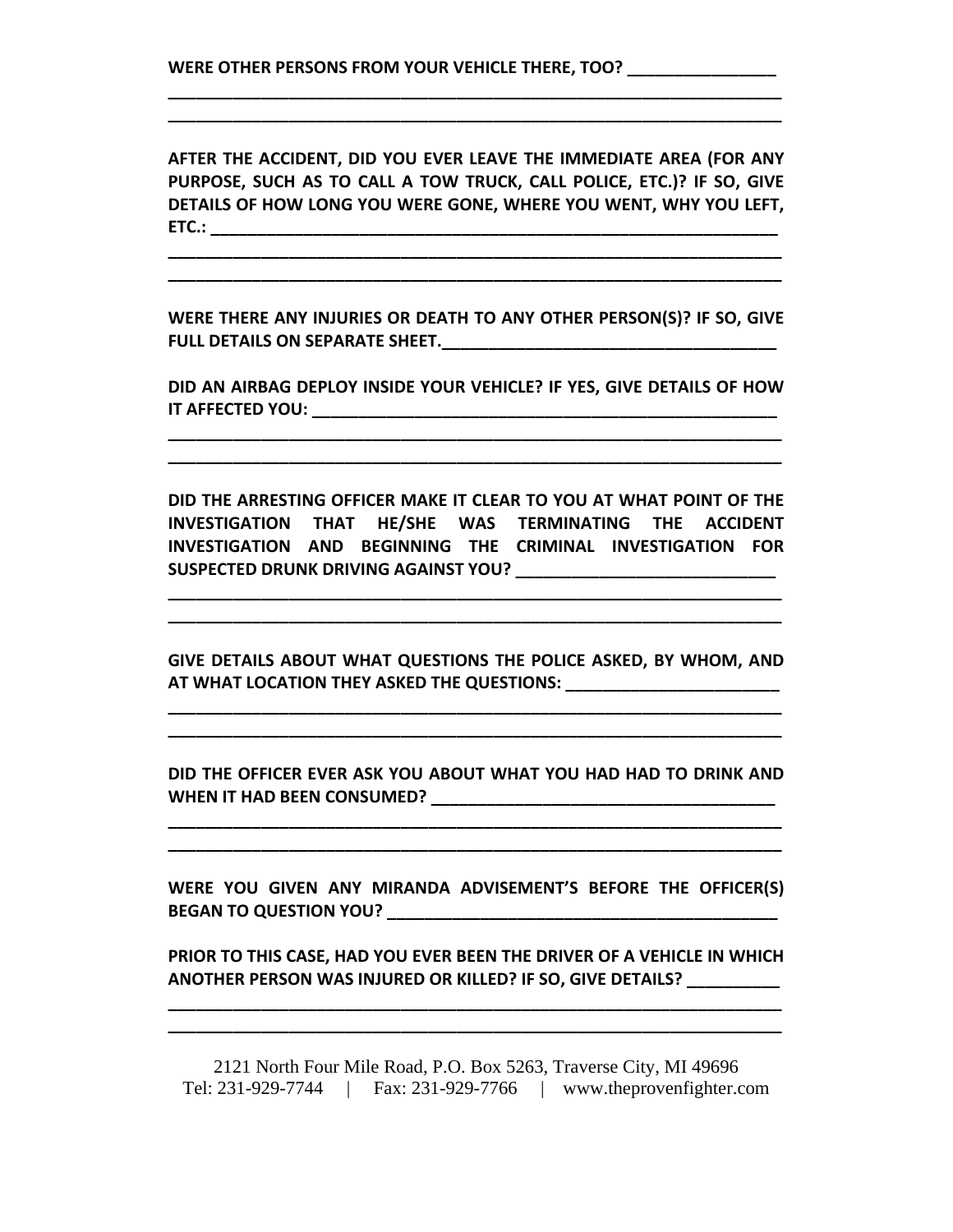**WERE OTHER PERSONS FROM YOUR VEHICLE THERE, TOO? ________________**

______________________________________________________________________

______________________________________________________________________

**AFTER THE ACCIDENT, DID YOU EVER LEAVE THE IMMEDIATE AREA (FOR ANY PURPOSE, SUCH AS TO CALL A TOW TRUCK, CALL POLICE, ETC.)? IF SO, GIVE DETAILS OF HOW LONG YOU WERE GONE, WHERE YOU WENT, WHY YOU LEFT, ETC.: ___________________________________________________________________**

______________________________________________________________________

______________________________________________________________________

**WERE THERE ANY INJURIES OR DEATH TO ANY OTHER PERSON(S)? IF SO, GIVE FULL DETAILS ON SEPARATE SHEET.______________________________________**

**DID AN AIRBAG DEPLOY INSIDE YOUR VEHICLE? IF YES, GIVE DETAILS OF HOW IT AFFECTED YOU: ______________________________________________________**

______________________________________________________________________

______________________________________________________________________

**DID THE ARRESTING OFFICER MAKE IT CLEAR TO YOU AT WHAT POINT OF THE INVESTIGATION THAT HE/SHE WAS TERMINATING THE ACCIDENT INVESTIGATION AND BEGINNING THE CRIMINAL INVESTIGATION FOR SUSPECTED DRUNK DRIVING AGAINST YOU? _____________________________**

______________________________________________________________________

______________________________________________________________________

**GIVE DETAILS ABOUT WHAT QUESTIONS THE POLICE ASKED, BY WHOM, AND AT WHAT LOCATION THEY ASKED THE QUESTIONS: ________________________**

______________________________________________________________________

______________________________________________________________________

**DID THE OFFICER EVER ASK YOU ABOUT WHAT YOU HAD HAD TO DRINK AND WHEN IT HAD BEEN CONSUMED? ______________________________________**

______________________________________________________________________

______________________________________________________________________

**WERE YOU GIVEN ANY MIRANDA ADVISEMENT'S BEFORE THE OFFICER(S) BEGAN TO QUESTION YOU? ____________________________________________**

**PRIOR TO THIS CASE, HAD YOU EVER BEEN THE DRIVER OF A VEHICLE IN WHICH ANOTHER PERSON WAS INJURED OR KILLED? IF SO, GIVE DETAILS? __________**

______________________________________________________________________

______________________________________________________________________

2121 North Four Mile Road, P.O. Box 5263, Traverse City, MI 49696
Tel: 231-929-7744 | Fax: 231-929-7766 | www.theprovenfighter.com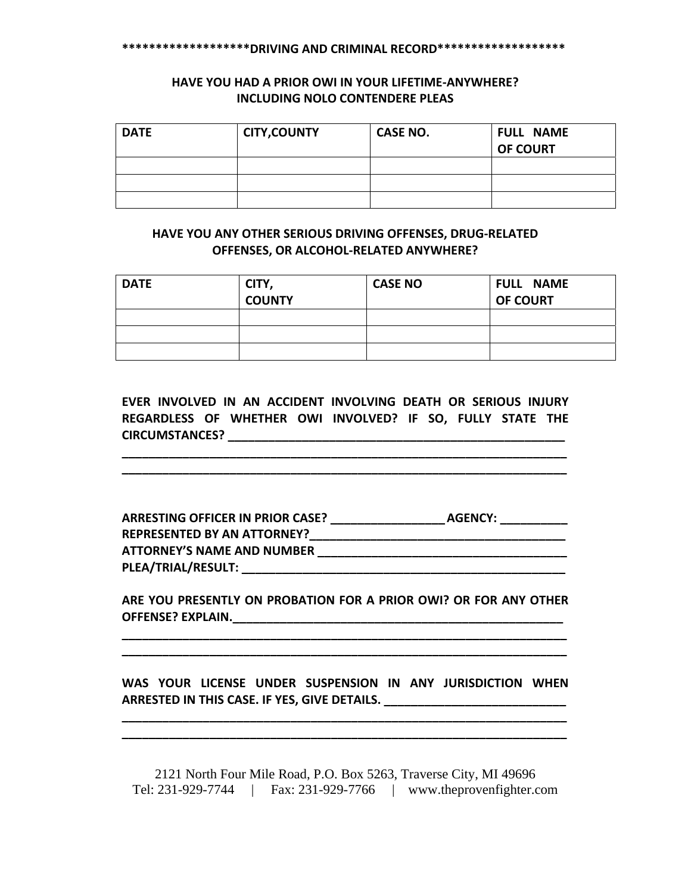**\*\*\*\*\*\*\*\*\*\*\*\*\*\*\*\*\*\*DRIVING AND CRIMINAL RECORD\*\*\*\*\*\*\*\*\*\*\*\*\*\*\*\*\*\*\***

**HAVE YOU HAD A PRIOR OWI IN YOUR LIFETIME-ANYWHERE? INCLUDING NOLO CONTENDERE PLEAS**

| DATE | CITY,COUNTY | CASE NO. | FULL NAME OF COURT |
|---|---|---|---|
| | | | |
| | | | |
| | | | |

**HAVE YOU ANY OTHER SERIOUS DRIVING OFFENSES, DRUG-RELATED OFFENSES, OR ALCOHOL-RELATED ANYWHERE?**

| DATE | CITY, COUNTY | CASE NO | FULL NAME OF COURT |
|---|---|---|---|
| | | | |
| | | | |
| | | | |

**EVER INVOLVED IN AN ACCIDENT INVOLVING DEATH OR SERIOUS INJURY REGARDLESS OF WHETHER OWI INVOLVED? IF SO, FULLY STATE THE CIRCUMSTANCES? \_\_\_\_\_\_\_\_\_\_\_\_\_\_\_\_\_\_\_\_\_\_\_\_\_\_\_\_\_\_\_\_\_\_\_\_\_\_\_\_\_\_\_\_\_\_\_\_\_\_\_\_**

**\_\_\_\_\_\_\_\_\_\_\_\_\_\_\_\_\_\_\_\_\_\_\_\_\_\_\_\_\_\_\_\_\_\_\_\_\_\_\_\_\_\_\_\_\_\_\_\_\_\_\_\_\_\_\_\_\_\_\_\_\_\_\_\_\_\_\_\_**

**\_\_\_\_\_\_\_\_\_\_\_\_\_\_\_\_\_\_\_\_\_\_\_\_\_\_\_\_\_\_\_\_\_\_\_\_\_\_\_\_\_\_\_\_\_\_\_\_\_\_\_\_\_\_\_\_\_\_\_\_\_\_\_\_\_\_\_\_**

**ARRESTING OFFICER IN PRIOR CASE? \_\_\_\_\_\_\_\_\_\_\_\_\_\_\_\_\_\_ AGENCY: \_\_\_\_\_\_\_\_\_\_\_**
**REPRESENTED BY AN ATTORNEY?\_\_\_\_\_\_\_\_\_\_\_\_\_\_\_\_\_\_\_\_\_\_\_\_\_\_\_\_\_\_\_\_\_\_\_\_\_\_\_\_\_**
**ATTORNEY'S NAME AND NUMBER \_\_\_\_\_\_\_\_\_\_\_\_\_\_\_\_\_\_\_\_\_\_\_\_\_\_\_\_\_\_\_\_\_\_\_\_\_\_\_**
**PLEA/TRIAL/RESULT: \_\_\_\_\_\_\_\_\_\_\_\_\_\_\_\_\_\_\_\_\_\_\_\_\_\_\_\_\_\_\_\_\_\_\_\_\_\_\_\_\_\_\_\_\_\_\_\_\_\_**

**ARE YOU PRESENTLY ON PROBATION FOR A PRIOR OWI? OR FOR ANY OTHER OFFENSE? EXPLAIN.\_\_\_\_\_\_\_\_\_\_\_\_\_\_\_\_\_\_\_\_\_\_\_\_\_\_\_\_\_\_\_\_\_\_\_\_\_\_\_\_\_\_\_\_\_\_\_\_\_\_\_\_\_**

**\_\_\_\_\_\_\_\_\_\_\_\_\_\_\_\_\_\_\_\_\_\_\_\_\_\_\_\_\_\_\_\_\_\_\_\_\_\_\_\_\_\_\_\_\_\_\_\_\_\_\_\_\_\_\_\_\_\_\_\_\_\_\_\_\_\_\_\_**

**\_\_\_\_\_\_\_\_\_\_\_\_\_\_\_\_\_\_\_\_\_\_\_\_\_\_\_\_\_\_\_\_\_\_\_\_\_\_\_\_\_\_\_\_\_\_\_\_\_\_\_\_\_\_\_\_\_\_\_\_\_\_\_\_\_\_\_\_**

**WAS YOUR LICENSE UNDER SUSPENSION IN ANY JURISDICTION WHEN ARRESTED IN THIS CASE. IF YES, GIVE DETAILS. \_\_\_\_\_\_\_\_\_\_\_\_\_\_\_\_\_\_\_\_\_\_\_\_\_\_\_\_\_**

**\_\_\_\_\_\_\_\_\_\_\_\_\_\_\_\_\_\_\_\_\_\_\_\_\_\_\_\_\_\_\_\_\_\_\_\_\_\_\_\_\_\_\_\_\_\_\_\_\_\_\_\_\_\_\_\_\_\_\_\_\_\_\_\_\_\_\_\_**

**\_\_\_\_\_\_\_\_\_\_\_\_\_\_\_\_\_\_\_\_\_\_\_\_\_\_\_\_\_\_\_\_\_\_\_\_\_\_\_\_\_\_\_\_\_\_\_\_\_\_\_\_\_\_\_\_\_\_\_\_\_\_\_\_\_\_\_\_**

2121 North Four Mile Road, P.O. Box 5263, Traverse City, MI 49696
Tel: 231-929-7744 | Fax: 231-929-7766 | www.theprovenfighter.com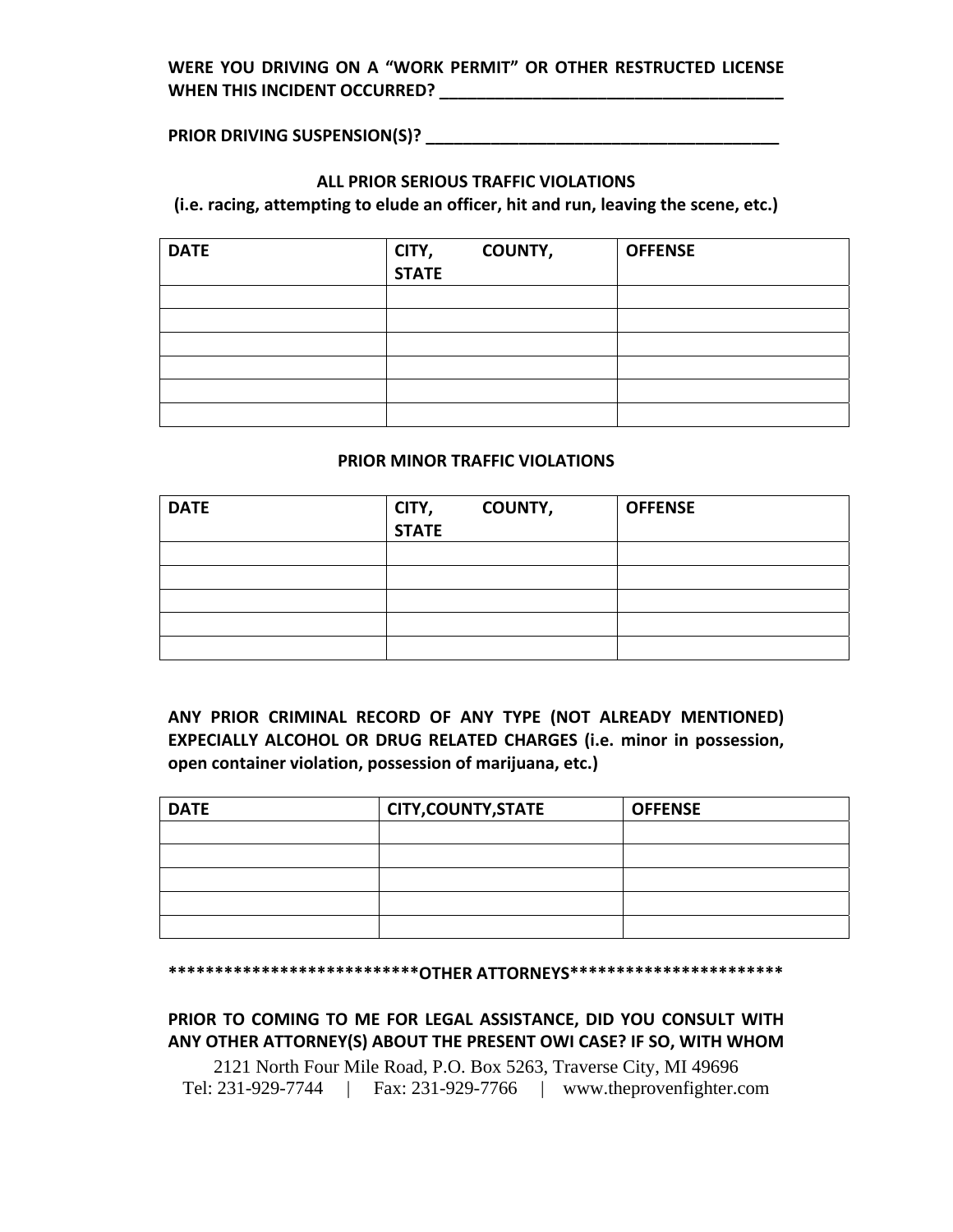**WERE YOU DRIVING ON A “WORK PERMIT” OR OTHER RESTRUCTED LICENSE WHEN THIS INCIDENT OCCURRED? \_\_\_\_\_\_\_\_\_\_\_\_\_\_\_\_\_\_\_\_\_\_\_\_\_\_\_\_\_\_\_\_\_\_\_\_\_\_\_\_**

**PRIOR DRIVING SUSPENSION(S)? \_\_\_\_\_\_\_\_\_\_\_\_\_\_\_\_\_\_\_\_\_\_\_\_\_\_\_\_\_\_\_\_\_\_\_\_\_\_\_\_**

**ALL PRIOR SERIOUS TRAFFIC VIOLATIONS**

**(i.e. racing, attempting to elude an officer, hit and run, leaving the scene, etc.)**

| DATE | CITY, COUNTY, STATE | OFFENSE |
|---|---|---|
| | | |
| | | |
| | | |
| | | |
| | | |
| | | |

**PRIOR MINOR TRAFFIC VIOLATIONS**

| DATE | CITY, COUNTY, STATE | OFFENSE |
|---|---|---|
| | | |
| | | |
| | | |
| | | |
| | | |

**ANY PRIOR CRIMINAL RECORD OF ANY TYPE (NOT ALREADY MENTIONED) EXPECIALLY ALCOHOL OR DRUG RELATED CHARGES (i.e. minor in possession, open container violation, possession of marijuana, etc.)**

| DATE | CITY,COUNTY,STATE | OFFENSE |
|---|---|---|
| | | |
| | | |
| | | |
| | | |
| | | |

**\*\*\*\*\*\*\*\*\*\*\*\*\*\*\*\*\*\*\*\*\*\*\*\*\*\*\*OTHER ATTORNEYS\*\*\*\*\*\*\*\*\*\*\*\*\*\*\*\*\*\*\*\*\*\*\***

**PRIOR TO COMING TO ME FOR LEGAL ASSISTANCE, DID YOU CONSULT WITH ANY OTHER ATTORNEY(S) ABOUT THE PRESENT OWI CASE? IF SO, WITH WHOM**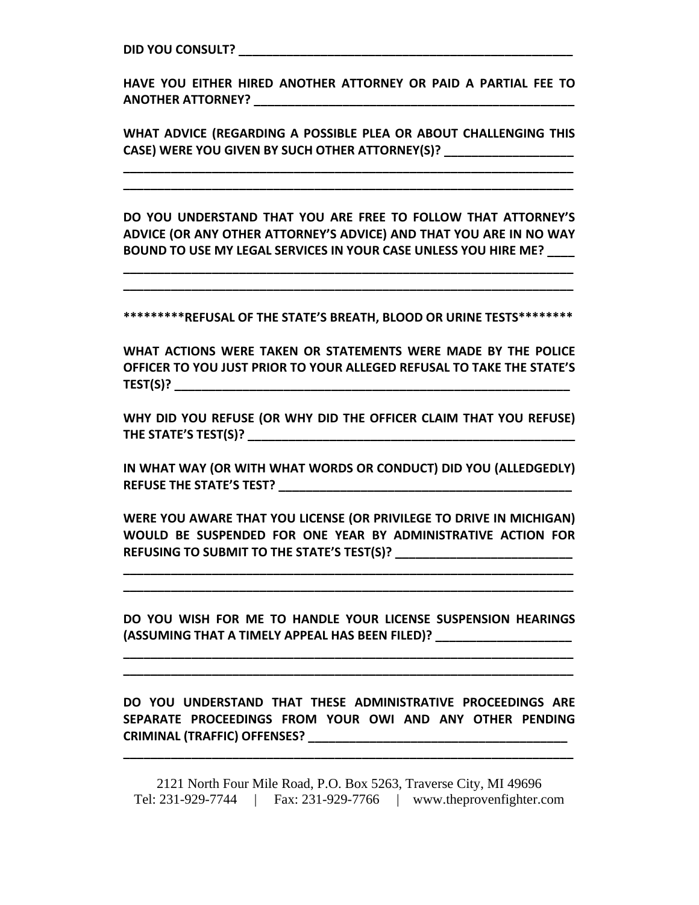**DID YOU CONSULT? ______________________________________________**

**HAVE YOU EITHER HIRED ANOTHER ATTORNEY OR PAID A PARTIAL FEE TO ANOTHER ATTORNEY? ______________________________________________**

**WHAT ADVICE (REGARDING A POSSIBLE PLEA OR ABOUT CHALLENGING THIS CASE) WERE YOU GIVEN BY SUCH OTHER ATTORNEY(S)? ___________________**
**______________________________________________________________**
**______________________________________________________________**

**DO YOU UNDERSTAND THAT YOU ARE FREE TO FOLLOW THAT ATTORNEY'S ADVICE (OR ANY OTHER ATTORNEY'S ADVICE) AND THAT YOU ARE IN NO WAY BOUND TO USE MY LEGAL SERVICES IN YOUR CASE UNLESS YOU HIRE ME? ____**
**______________________________________________________________**
**______________________________________________________________**

**\*\*\*\*\*\*\*\*\*REFUSAL OF THE STATE'S BREATH, BLOOD OR URINE TESTS\*\*\*\*\*\*\*\***

**WHAT ACTIONS WERE TAKEN OR STATEMENTS WERE MADE BY THE POLICE OFFICER TO YOU JUST PRIOR TO YOUR ALLEGED REFUSAL TO TAKE THE STATE'S TEST(S)? ______________________________________________**

**WHY DID YOU REFUSE (OR WHY DID THE OFFICER CLAIM THAT YOU REFUSE) THE STATE'S TEST(S)? ______________________________________________**

**IN WHAT WAY (OR WITH WHAT WORDS OR CONDUCT) DID YOU (ALLEDGEDLY) REFUSE THE STATE'S TEST? ______________________________________________**

**WERE YOU AWARE THAT YOU LICENSE (OR PRIVILEGE TO DRIVE IN MICHIGAN) WOULD BE SUSPENDED FOR ONE YEAR BY ADMINISTRATIVE ACTION FOR REFUSING TO SUBMIT TO THE STATE'S TEST(S)? __________________________**
**______________________________________________________________**
**______________________________________________________________**

**DO YOU WISH FOR ME TO HANDLE YOUR LICENSE SUSPENSION HEARINGS (ASSUMING THAT A TIMELY APPEAL HAS BEEN FILED)? ____________________**
**______________________________________________________________**
**______________________________________________________________**

**DO YOU UNDERSTAND THAT THESE ADMINISTRATIVE PROCEEDINGS ARE SEPARATE PROCEEDINGS FROM YOUR OWI AND ANY OTHER PENDING CRIMINAL (TRAFFIC) OFFENSES? ________________________________________**
**______________________________________________________________**

2121 North Four Mile Road, P.O. Box 5263, Traverse City, MI 49696
Tel: 231-929-7744 | Fax: 231-929-7766 | www.theprovenfighter.com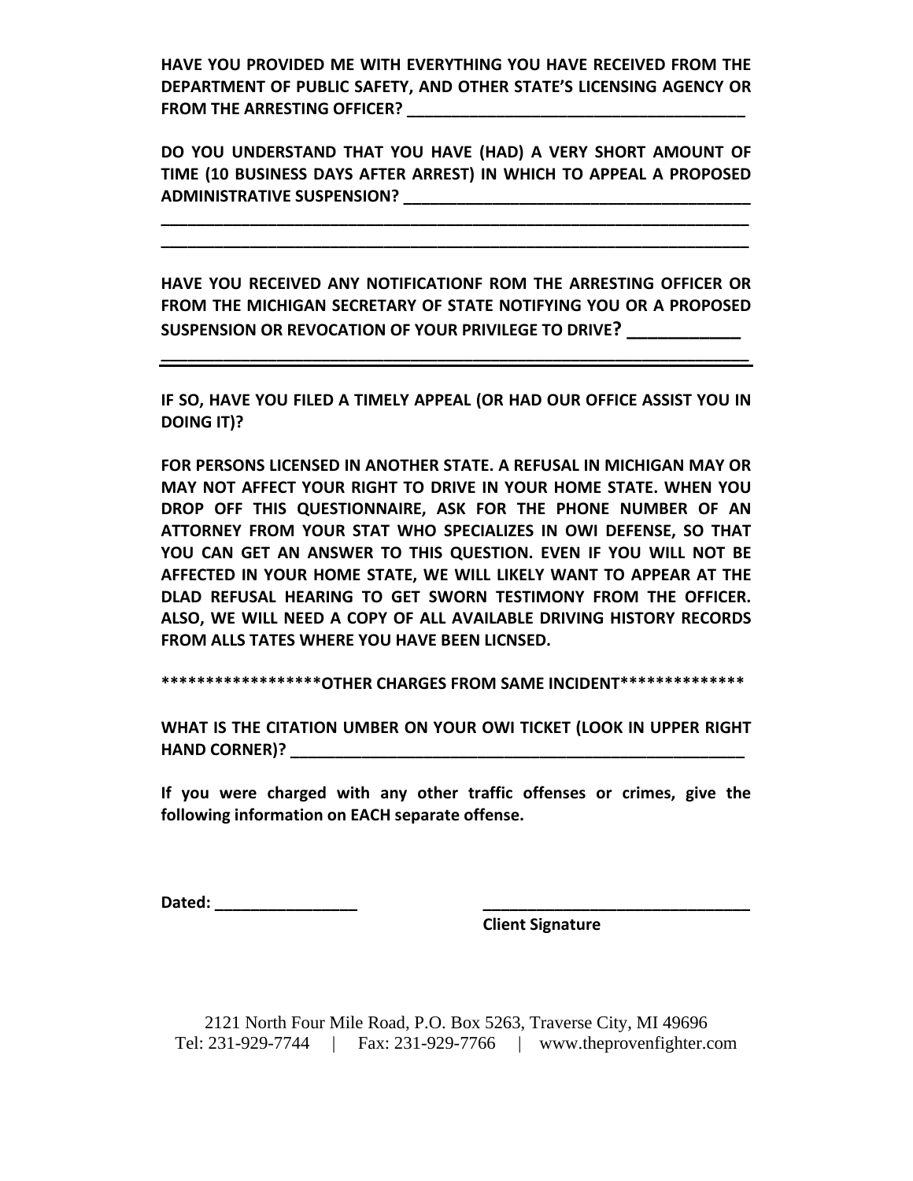**HAVE YOU PROVIDED ME WITH EVERYTHING YOU HAVE RECEIVED FROM THE DEPARTMENT OF PUBLIC SAFETY, AND OTHER STATE'S LICENSING AGENCY OR FROM THE ARRESTING OFFICER? ________________________________________**

**DO YOU UNDERSTAND THAT YOU HAVE (HAD) A VERY SHORT AMOUNT OF TIME (10 BUSINESS DAYS AFTER ARREST) IN WHICH TO APPEAL A PROPOSED ADMINISTRATIVE SUSPENSION? ________________________________________**

**________________________________________________________________**

**________________________________________________________________**

**HAVE YOU RECEIVED ANY NOTIFICATIONF ROM THE ARRESTING OFFICER OR FROM THE MICHIGAN SECRETARY OF STATE NOTIFYING YOU OR A PROPOSED SUSPENSION OR REVOCATION OF YOUR PRIVILEGE TO DRIVE? ____________**

**________________________________________________________________**

**IF SO, HAVE YOU FILED A TIMELY APPEAL (OR HAD OUR OFFICE ASSIST YOU IN DOING IT)?**

**FOR PERSONS LICENSED IN ANOTHER STATE. A REFUSAL IN MICHIGAN MAY OR MAY NOT AFFECT YOUR RIGHT TO DRIVE IN YOUR HOME STATE. WHEN YOU DROP OFF THIS QUESTIONNAIRE, ASK FOR THE PHONE NUMBER OF AN ATTORNEY FROM YOUR STAT WHO SPECIALIZES IN OWI DEFENSE, SO THAT YOU CAN GET AN ANSWER TO THIS QUESTION. EVEN IF YOU WILL NOT BE AFFECTED IN YOUR HOME STATE, WE WILL LIKELY WANT TO APPEAR AT THE DLAD REFUSAL HEARING TO GET SWORN TESTIMONY FROM THE OFFICER. ALSO, WE WILL NEED A COPY OF ALL AVAILABLE DRIVING HISTORY RECORDS FROM ALLS TATES WHERE YOU HAVE BEEN LICNSED.**

**\*\*\*\*\*\*\*\*\*\*\*\*\*\*\*\*\*\*OTHER CHARGES FROM SAME INCIDENT\*\*\*\*\*\*\*\*\*\*\*\*\*\***

**WHAT IS THE CITATION UMBER ON YOUR OWI TICKET (LOOK IN UPPER RIGHT HAND CORNER)? ____________________________________________________**

**If you were charged with any other traffic offenses or crimes, give the following information on EACH separate offense.**

**Dated: ________________** **______________________________**

**Client Signature**

2121 North Four Mile Road, P.O. Box 5263, Traverse City, MI 49696
Tel: 231-929-7744 | Fax: 231-929-7766 | www.theprovenfighter.com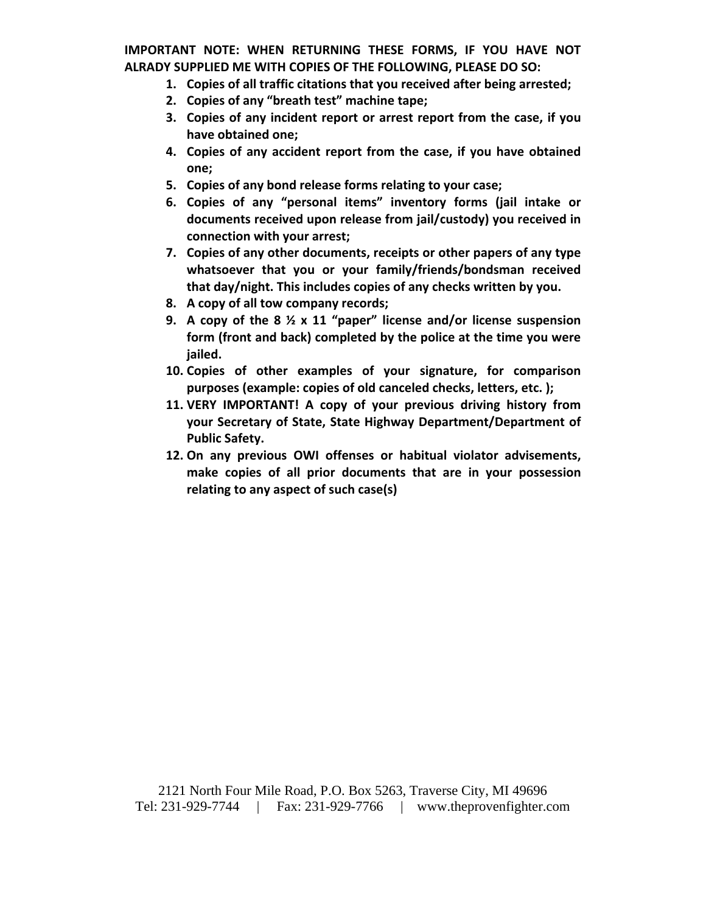**IMPORTANT NOTE: WHEN RETURNING THESE FORMS, IF YOU HAVE NOT ALRADY SUPPLIED ME WITH COPIES OF THE FOLLOWING, PLEASE DO SO:**

1. **Copies of all traffic citations that you received after being arrested;**
2. **Copies of any "breath test" machine tape;**
3. **Copies of any incident report or arrest report from the case, if you have obtained one;**
4. **Copies of any accident report from the case, if you have obtained one;**
5. **Copies of any bond release forms relating to your case;**
6. **Copies of any "personal items" inventory forms (jail intake or documents received upon release from jail/custody) you received in connection with your arrest;**
7. **Copies of any other documents, receipts or other papers of any type whatsoever that you or your family/friends/bondsman received that day/night. This includes copies of any checks written by you.**
8. **A copy of all tow company records;**
9. **A copy of the 8 ½ x 11 "paper" license and/or license suspension form (front and back) completed by the police at the time you were jailed.**
10. **Copies of other examples of your signature, for comparison purposes (example: copies of old canceled checks, letters, etc. );**
11. **VERY IMPORTANT! A copy of your previous driving history from your Secretary of State, State Highway Department/Department of Public Safety.**
12. **On any previous OWI offenses or habitual violator advisements, make copies of all prior documents that are in your possession relating to any aspect of such case(s)**

2121 North Four Mile Road, P.O. Box 5263, Traverse City, MI 49696
Tel: 231-929-7744 | Fax: 231-929-7766 | www.theprovenfighter.com